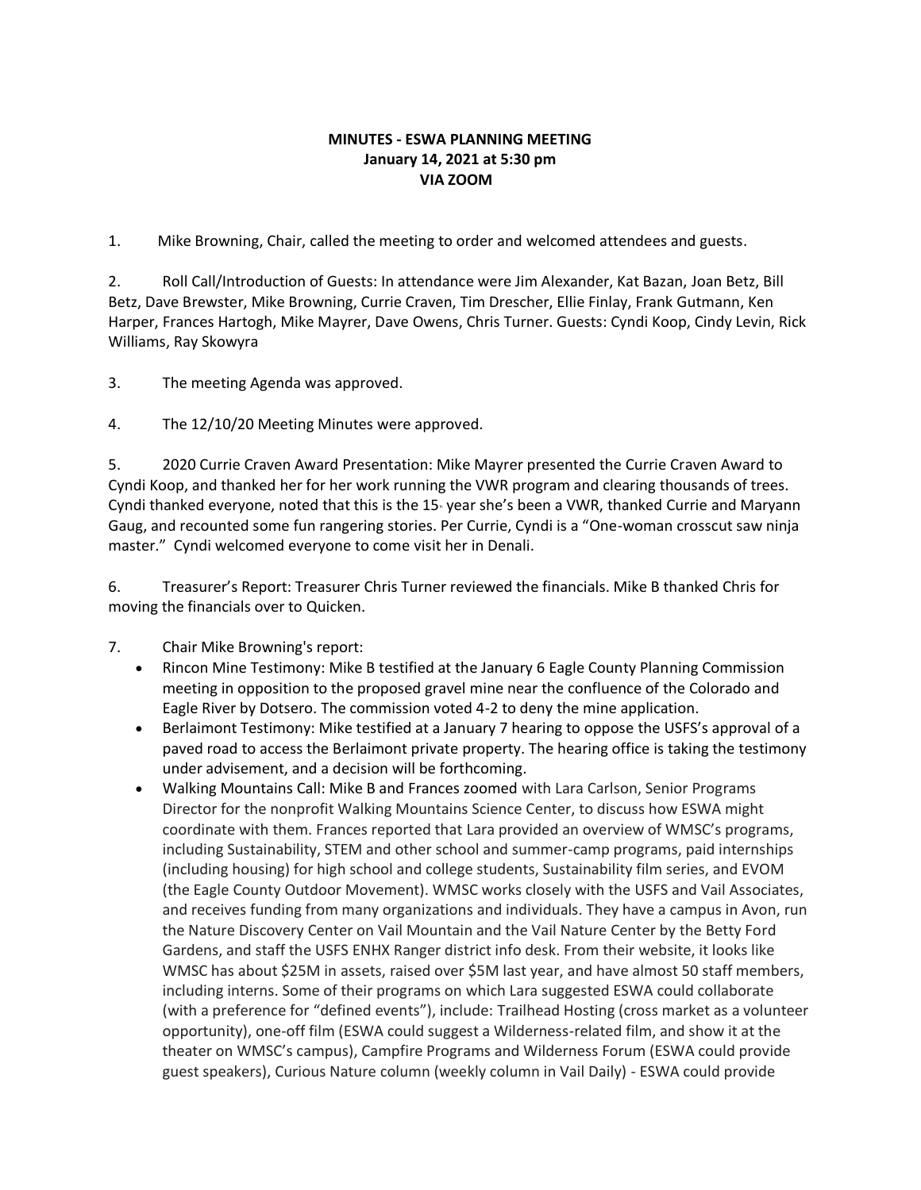**MINUTES - ESWA PLANNING MEETING**
**January 14, 2021 at 5:30 pm**
**VIA ZOOM**

1. Mike Browning, Chair, called the meeting to order and welcomed attendees and guests.

2. Roll Call/Introduction of Guests: In attendance were Jim Alexander, Kat Bazan, Joan Betz, Bill Betz, Dave Brewster, Mike Browning, Currie Craven, Tim Drescher, Ellie Finlay, Frank Gutmann, Ken Harper, Frances Hartogh, Mike Mayrer, Dave Owens, Chris Turner. Guests: Cyndi Koop, Cindy Levin, Rick Williams, Ray Skowyra

3. The meeting Agenda was approved.

4. The 12/10/20 Meeting Minutes were approved.

5. 2020 Currie Craven Award Presentation: Mike Mayrer presented the Currie Craven Award to Cyndi Koop, and thanked her for her work running the VWR program and clearing thousands of trees. Cyndi thanked everyone, noted that this is the 15th year she's been a VWR, thanked Currie and Maryann Gaug, and recounted some fun rangering stories. Per Currie, Cyndi is a "One-woman crosscut saw ninja master." Cyndi welcomed everyone to come visit her in Denali.

6. Treasurer's Report: Treasurer Chris Turner reviewed the financials. Mike B thanked Chris for moving the financials over to Quicken.

7. Chair Mike Browning's report:
   - Rincon Mine Testimony: Mike B testified at the January 6 Eagle County Planning Commission meeting in opposition to the proposed gravel mine near the confluence of the Colorado and Eagle River by Dotsero. The commission voted 4-2 to deny the mine application.
   - Berlaimont Testimony: Mike testified at a January 7 hearing to oppose the USFS's approval of a paved road to access the Berlaimont private property. The hearing office is taking the testimony under advisement, and a decision will be forthcoming.
   - Walking Mountains Call: Mike B and Frances zoomed with Lara Carlson, Senior Programs Director for the nonprofit Walking Mountains Science Center, to discuss how ESWA might coordinate with them. Frances reported that Lara provided an overview of WMSC's programs, including Sustainability, STEM and other school and summer-camp programs, paid internships (including housing) for high school and college students, Sustainability film series, and EVOM (the Eagle County Outdoor Movement). WMSC works closely with the USFS and Vail Associates, and receives funding from many organizations and individuals. They have a campus in Avon, run the Nature Discovery Center on Vail Mountain and the Vail Nature Center by the Betty Ford Gardens, and staff the USFS ENHX Ranger district info desk. From their website, it looks like WMSC has about $25M in assets, raised over $5M last year, and have almost 50 staff members, including interns. Some of their programs on which Lara suggested ESWA could collaborate (with a preference for "defined events"), include: Trailhead Hosting (cross market as a volunteer opportunity), one-off film (ESWA could suggest a Wilderness-related film, and show it at the theater on WMSC's campus), Campfire Programs and Wilderness Forum (ESWA could provide guest speakers), Curious Nature column (weekly column in Vail Daily) - ESWA could provide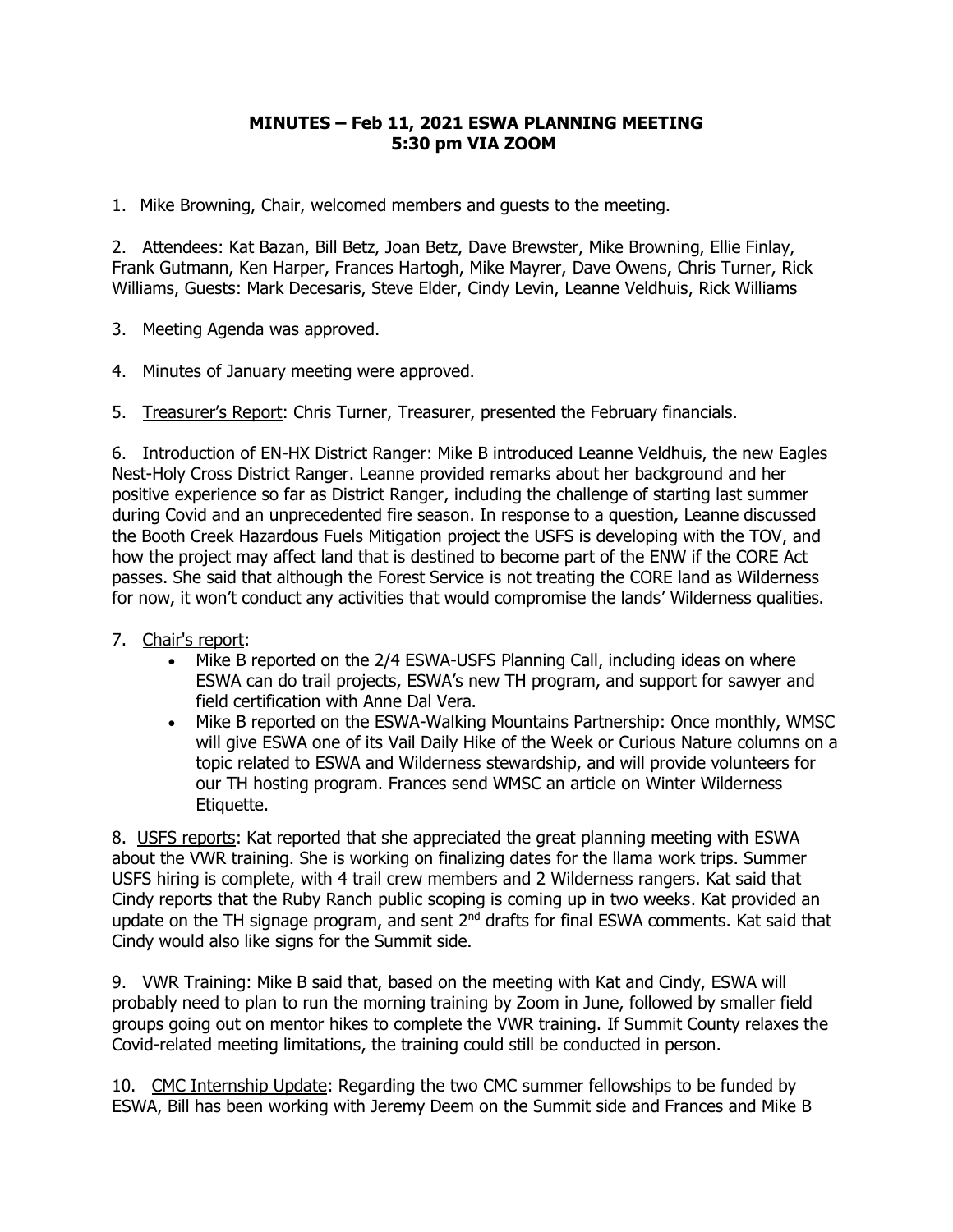**MINUTES – Feb 11, 2021 ESWA PLANNING MEETING**
**5:30 pm VIA ZOOM**

1. Mike Browning, Chair, welcomed members and guests to the meeting.

2. Attendees: Kat Bazan, Bill Betz, Joan Betz, Dave Brewster, Mike Browning, Ellie Finlay, Frank Gutmann, Ken Harper, Frances Hartogh, Mike Mayrer, Dave Owens, Chris Turner, Rick Williams, Guests: Mark Decesaris, Steve Elder, Cindy Levin, Leanne Veldhuis, Rick Williams

3. Meeting Agenda was approved.

4. Minutes of January meeting were approved.

5. Treasurer's Report: Chris Turner, Treasurer, presented the February financials.

6. Introduction of EN-HX District Ranger: Mike B introduced Leanne Veldhuis, the new Eagles Nest-Holy Cross District Ranger. Leanne provided remarks about her background and her positive experience so far as District Ranger, including the challenge of starting last summer during Covid and an unprecedented fire season. In response to a question, Leanne discussed the Booth Creek Hazardous Fuels Mitigation project the USFS is developing with the TOV, and how the project may affect land that is destined to become part of the ENW if the CORE Act passes. She said that although the Forest Service is not treating the CORE land as Wilderness for now, it won't conduct any activities that would compromise the lands' Wilderness qualities.

7. Chair's report:
   - Mike B reported on the 2/4 ESWA-USFS Planning Call, including ideas on where ESWA can do trail projects, ESWA's new TH program, and support for sawyer and field certification with Anne Dal Vera.
   - Mike B reported on the ESWA-Walking Mountains Partnership: Once monthly, WMSC will give ESWA one of its Vail Daily Hike of the Week or Curious Nature columns on a topic related to ESWA and Wilderness stewardship, and will provide volunteers for our TH hosting program. Frances send WMSC an article on Winter Wilderness Etiquette.

8. USFS reports: Kat reported that she appreciated the great planning meeting with ESWA about the VWR training. She is working on finalizing dates for the llama work trips. Summer USFS hiring is complete, with 4 trail crew members and 2 Wilderness rangers. Kat said that Cindy reports that the Ruby Ranch public scoping is coming up in two weeks. Kat provided an update on the TH signage program, and sent 2nd drafts for final ESWA comments. Kat said that Cindy would also like signs for the Summit side.

9. VWR Training: Mike B said that, based on the meeting with Kat and Cindy, ESWA will probably need to plan to run the morning training by Zoom in June, followed by smaller field groups going out on mentor hikes to complete the VWR training. If Summit County relaxes the Covid-related meeting limitations, the training could still be conducted in person.

10. CMC Internship Update: Regarding the two CMC summer fellowships to be funded by ESWA, Bill has been working with Jeremy Deem on the Summit side and Frances and Mike B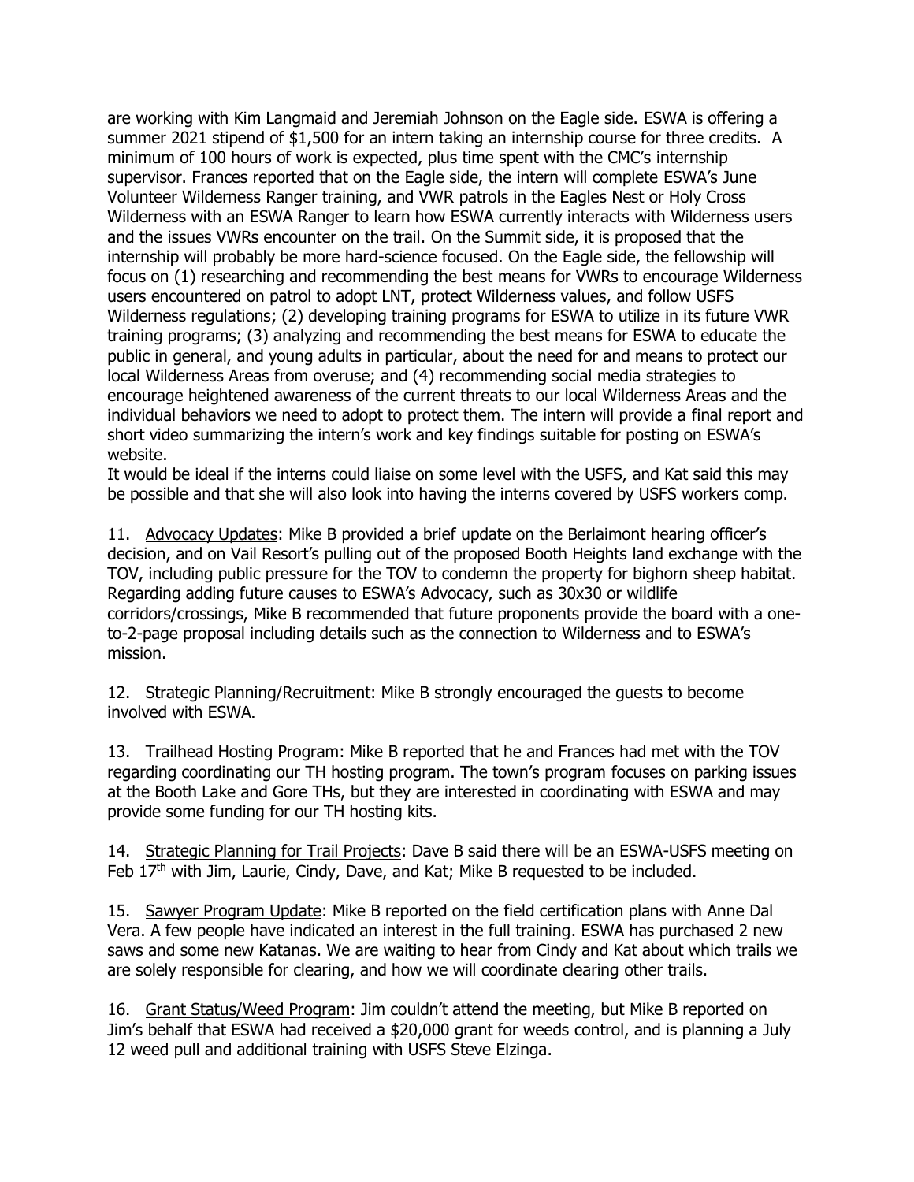are working with Kim Langmaid and Jeremiah Johnson on the Eagle side. ESWA is offering a summer 2021 stipend of $1,500 for an intern taking an internship course for three credits. A minimum of 100 hours of work is expected, plus time spent with the CMC's internship supervisor. Frances reported that on the Eagle side, the intern will complete ESWA's June Volunteer Wilderness Ranger training, and VWR patrols in the Eagles Nest or Holy Cross Wilderness with an ESWA Ranger to learn how ESWA currently interacts with Wilderness users and the issues VWRs encounter on the trail. On the Summit side, it is proposed that the internship will probably be more hard-science focused. On the Eagle side, the fellowship will focus on (1) researching and recommending the best means for VWRs to encourage Wilderness users encountered on patrol to adopt LNT, protect Wilderness values, and follow USFS Wilderness regulations; (2) developing training programs for ESWA to utilize in its future VWR training programs; (3) analyzing and recommending the best means for ESWA to educate the public in general, and young adults in particular, about the need for and means to protect our local Wilderness Areas from overuse; and (4) recommending social media strategies to encourage heightened awareness of the current threats to our local Wilderness Areas and the individual behaviors we need to adopt to protect them. The intern will provide a final report and short video summarizing the intern's work and key findings suitable for posting on ESWA's website.

It would be ideal if the interns could liaise on some level with the USFS, and Kat said this may be possible and that she will also look into having the interns covered by USFS workers comp.

11. Advocacy Updates: Mike B provided a brief update on the Berlaimont hearing officer's decision, and on Vail Resort's pulling out of the proposed Booth Heights land exchange with the TOV, including public pressure for the TOV to condemn the property for bighorn sheep habitat. Regarding adding future causes to ESWA's Advocacy, such as 30x30 or wildlife corridors/crossings, Mike B recommended that future proponents provide the board with a one-to-2-page proposal including details such as the connection to Wilderness and to ESWA's mission.

12. Strategic Planning/Recruitment: Mike B strongly encouraged the guests to become involved with ESWA.

13. Trailhead Hosting Program: Mike B reported that he and Frances had met with the TOV regarding coordinating our TH hosting program. The town's program focuses on parking issues at the Booth Lake and Gore THs, but they are interested in coordinating with ESWA and may provide some funding for our TH hosting kits.

14. Strategic Planning for Trail Projects: Dave B said there will be an ESWA-USFS meeting on Feb 17th with Jim, Laurie, Cindy, Dave, and Kat; Mike B requested to be included.

15. Sawyer Program Update: Mike B reported on the field certification plans with Anne Dal Vera. A few people have indicated an interest in the full training. ESWA has purchased 2 new saws and some new Katanas. We are waiting to hear from Cindy and Kat about which trails we are solely responsible for clearing, and how we will coordinate clearing other trails.

16. Grant Status/Weed Program: Jim couldn't attend the meeting, but Mike B reported on Jim's behalf that ESWA had received a $20,000 grant for weeds control, and is planning a July 12 weed pull and additional training with USFS Steve Elzinga.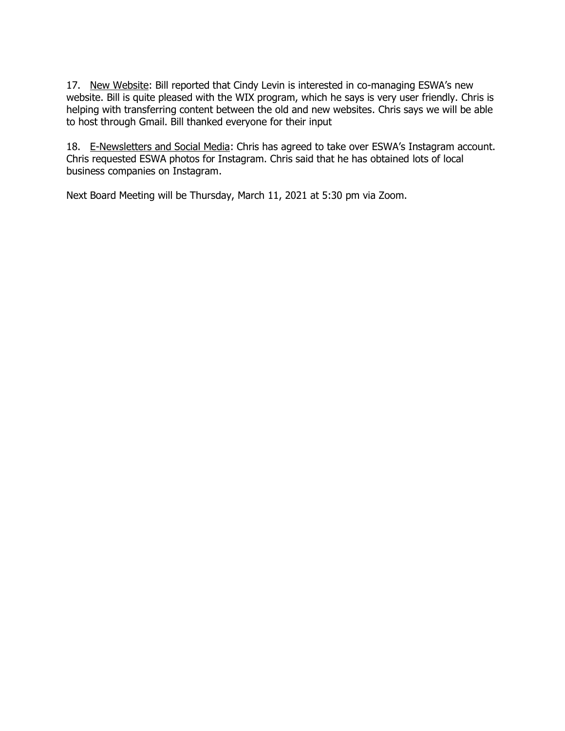17. <u>New Website</u>: Bill reported that Cindy Levin is interested in co-managing ESWA's new website. Bill is quite pleased with the WIX program, which he says is very user friendly. Chris is helping with transferring content between the old and new websites. Chris says we will be able to host through Gmail. Bill thanked everyone for their input

18. <u>E-Newsletters and Social Media</u>: Chris has agreed to take over ESWA's Instagram account. Chris requested ESWA photos for Instagram. Chris said that he has obtained lots of local business companies on Instagram.

Next Board Meeting will be Thursday, March 11, 2021 at 5:30 pm via Zoom.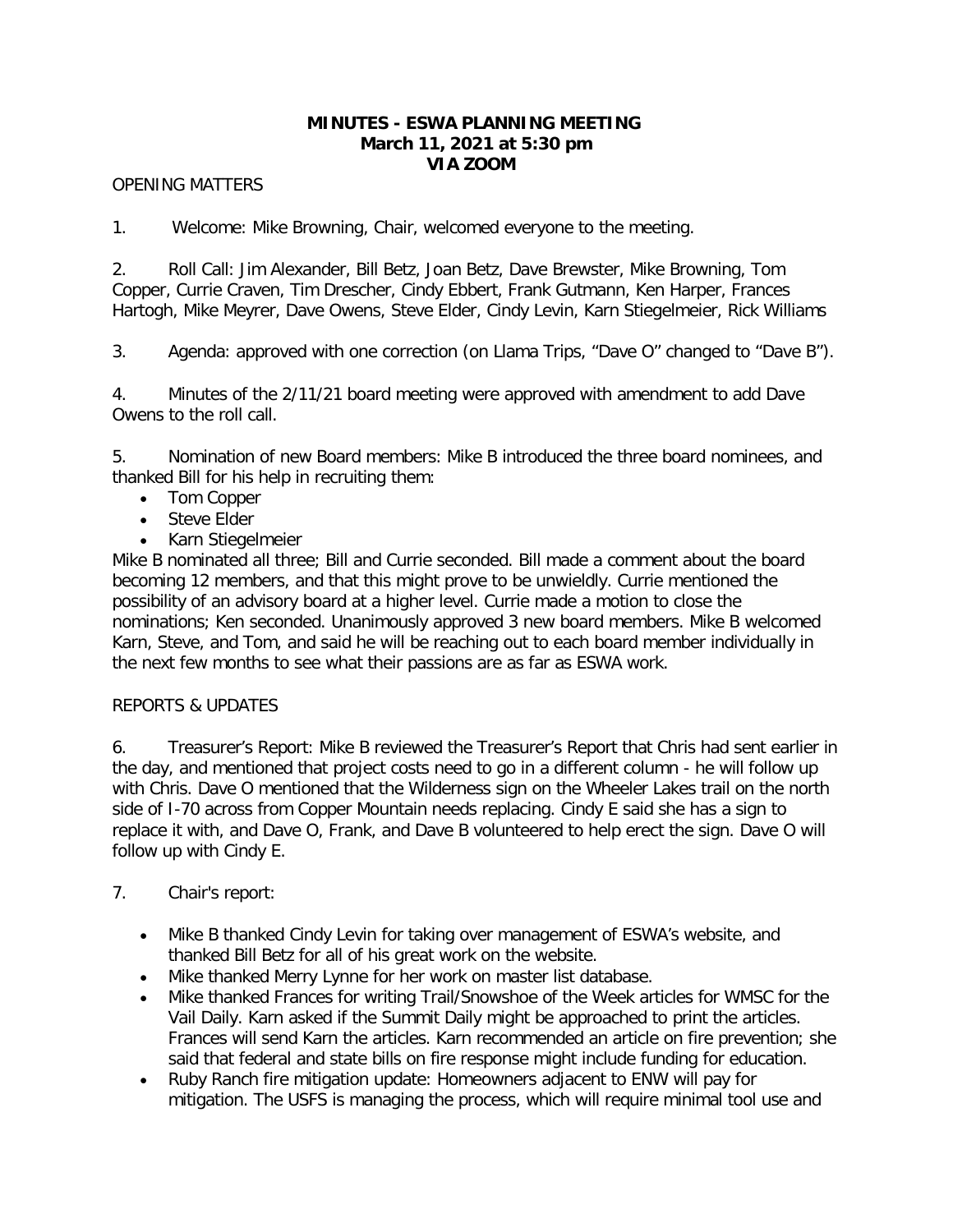# MINUTES - ESWA PLANNING MEETING
**March 11, 2021 at 5:30 pm**
**VIA ZOOM**

OPENING MATTERS

1. Welcome: Mike Browning, Chair, welcomed everyone to the meeting.

2. Roll Call: Jim Alexander, Bill Betz, Joan Betz, Dave Brewster, Mike Browning, Tom Copper, Currie Craven, Tim Drescher, Cindy Ebbert, Frank Gutmann, Ken Harper, Frances Hartogh, Mike Meyrer, Dave Owens, Steve Elder, Cindy Levin, Karn Stiegelmeier, Rick Williams

3. Agenda: approved with one correction (on Llama Trips, "Dave O" changed to "Dave B").

4. Minutes of the 2/11/21 board meeting were approved with amendment to add Dave Owens to the roll call.

5. Nomination of new Board members: Mike B introduced the three board nominees, and thanked Bill for his help in recruiting them:
   - Tom Copper
   - Steve Elder
   - Karn Stiegelmeier

Mike B nominated all three; Bill and Currie seconded. Bill made a comment about the board becoming 12 members, and that this might prove to be unwieldly. Currie mentioned the possibility of an advisory board at a higher level. Currie made a motion to close the nominations; Ken seconded. Unanimously approved 3 new board members. Mike B welcomed Karn, Steve, and Tom, and said he will be reaching out to each board member individually in the next few months to see what their passions are as far as ESWA work.

REPORTS & UPDATES

6. Treasurer's Report: Mike B reviewed the Treasurer's Report that Chris had sent earlier in the day, and mentioned that project costs need to go in a different column - he will follow up with Chris. Dave O mentioned that the Wilderness sign on the Wheeler Lakes trail on the north side of I-70 across from Copper Mountain needs replacing. Cindy E said she has a sign to replace it with, and Dave O, Frank, and Dave B volunteered to help erect the sign. Dave O will follow up with Cindy E.

7. Chair's report:

   - Mike B thanked Cindy Levin for taking over management of ESWA's website, and thanked Bill Betz for all of his great work on the website.
   - Mike thanked Merry Lynne for her work on master list database.
   - Mike thanked Frances for writing Trail/Snowshoe of the Week articles for WMSC for the Vail Daily. Karn asked if the Summit Daily might be approached to print the articles. Frances will send Karn the articles. Karn recommended an article on fire prevention; she said that federal and state bills on fire response might include funding for education.
   - Ruby Ranch fire mitigation update: Homeowners adjacent to ENW will pay for mitigation. The USFS is managing the process, which will require minimal tool use and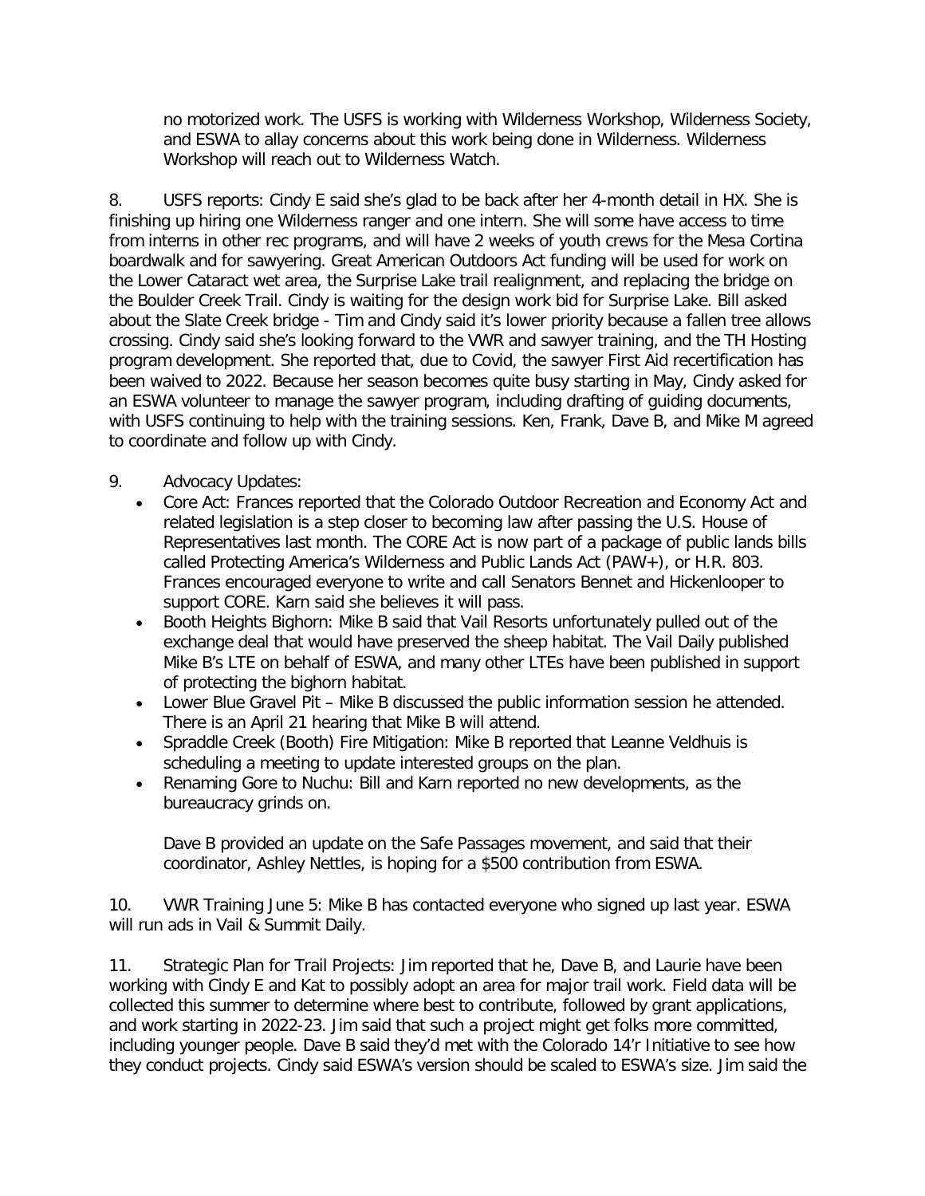no motorized work. The USFS is working with Wilderness Workshop, Wilderness Society, and ESWA to allay concerns about this work being done in Wilderness. Wilderness Workshop will reach out to Wilderness Watch.

8. USFS reports: Cindy E said she's glad to be back after her 4-month detail in HX. She is finishing up hiring one Wilderness ranger and one intern. She will some have access to time from interns in other rec programs, and will have 2 weeks of youth crews for the Mesa Cortina boardwalk and for sawyering. Great American Outdoors Act funding will be used for work on the Lower Cataract wet area, the Surprise Lake trail realignment, and replacing the bridge on the Boulder Creek Trail. Cindy is waiting for the design work bid for Surprise Lake. Bill asked about the Slate Creek bridge - Tim and Cindy said it's lower priority because a fallen tree allows crossing. Cindy said she's looking forward to the VWR and sawyer training, and the TH Hosting program development. She reported that, due to Covid, the sawyer First Aid recertification has been waived to 2022. Because her season becomes quite busy starting in May, Cindy asked for an ESWA volunteer to manage the sawyer program, including drafting of guiding documents, with USFS continuing to help with the training sessions. Ken, Frank, Dave B, and Mike M agreed to coordinate and follow up with Cindy.

9. Advocacy Updates:

- Core Act: Frances reported that the Colorado Outdoor Recreation and Economy Act and related legislation is a step closer to becoming law after passing the U.S. House of Representatives last month. The CORE Act is now part of a package of public lands bills called Protecting America's Wilderness and Public Lands Act (PAW+), or H.R. 803. Frances encouraged everyone to write and call Senators Bennet and Hickenlooper to support CORE. Karn said she believes it will pass.
- Booth Heights Bighorn: Mike B said that Vail Resorts unfortunately pulled out of the exchange deal that would have preserved the sheep habitat. The Vail Daily published Mike B's LTE on behalf of ESWA, and many other LTEs have been published in support of protecting the bighorn habitat.
- Lower Blue Gravel Pit – Mike B discussed the public information session he attended. There is an April 21 hearing that Mike B will attend.
- Spraddle Creek (Booth) Fire Mitigation: Mike B reported that Leanne Veldhuis is scheduling a meeting to update interested groups on the plan.
- Renaming Gore to Nuchu: Bill and Karn reported no new developments, as the bureaucracy grinds on.

Dave B provided an update on the Safe Passages movement, and said that their coordinator, Ashley Nettles, is hoping for a $500 contribution from ESWA.

10. VWR Training June 5: Mike B has contacted everyone who signed up last year. ESWA will run ads in Vail & Summit Daily.

11. Strategic Plan for Trail Projects: Jim reported that he, Dave B, and Laurie have been working with Cindy E and Kat to possibly adopt an area for major trail work. Field data will be collected this summer to determine where best to contribute, followed by grant applications, and work starting in 2022-23. Jim said that such a project might get folks more committed, including younger people. Dave B said they'd met with the Colorado 14'r Initiative to see how they conduct projects. Cindy said ESWA's version should be scaled to ESWA's size. Jim said the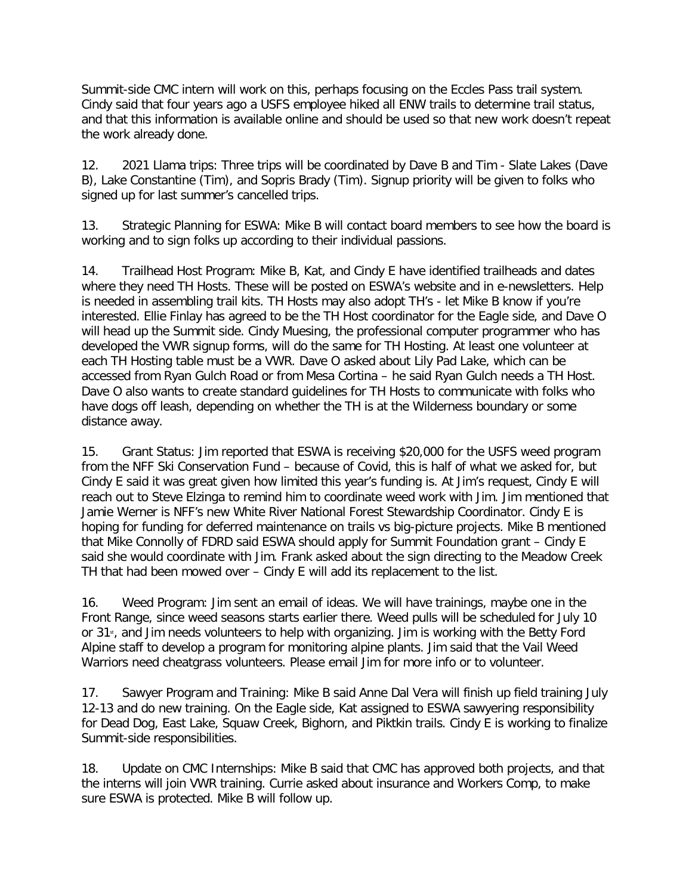Summit-side CMC intern will work on this, perhaps focusing on the Eccles Pass trail system. Cindy said that four years ago a USFS employee hiked all ENW trails to determine trail status, and that this information is available online and should be used so that new work doesn't repeat the work already done.

12. 2021 Llama trips: Three trips will be coordinated by Dave B and Tim - Slate Lakes (Dave B), Lake Constantine (Tim), and Sopris Brady (Tim). Signup priority will be given to folks who signed up for last summer's cancelled trips.

13. Strategic Planning for ESWA: Mike B will contact board members to see how the board is working and to sign folks up according to their individual passions.

14. Trailhead Host Program: Mike B, Kat, and Cindy E have identified trailheads and dates where they need TH Hosts. These will be posted on ESWA's website and in e-newsletters. Help is needed in assembling trail kits. TH Hosts may also adopt TH's - let Mike B know if you're interested. Ellie Finlay has agreed to be the TH Host coordinator for the Eagle side, and Dave O will head up the Summit side. Cindy Muesing, the professional computer programmer who has developed the VWR signup forms, will do the same for TH Hosting. At least one volunteer at each TH Hosting table must be a VWR. Dave O asked about Lily Pad Lake, which can be accessed from Ryan Gulch Road or from Mesa Cortina – he said Ryan Gulch needs a TH Host. Dave O also wants to create standard guidelines for TH Hosts to communicate with folks who have dogs off leash, depending on whether the TH is at the Wilderness boundary or some distance away.

15. Grant Status: Jim reported that ESWA is receiving $20,000 for the USFS weed program from the NFF Ski Conservation Fund – because of Covid, this is half of what we asked for, but Cindy E said it was great given how limited this year's funding is. At Jim's request, Cindy E will reach out to Steve Elzinga to remind him to coordinate weed work with Jim. Jim mentioned that Jamie Werner is NFF's new White River National Forest Stewardship Coordinator. Cindy E is hoping for funding for deferred maintenance on trails vs big-picture projects. Mike B mentioned that Mike Connolly of FDRD said ESWA should apply for Summit Foundation grant – Cindy E said she would coordinate with Jim. Frank asked about the sign directing to the Meadow Creek TH that had been mowed over – Cindy E will add its replacement to the list.

16. Weed Program: Jim sent an email of ideas. We will have trainings, maybe one in the Front Range, since weed seasons starts earlier there. Weed pulls will be scheduled for July 10 or 31st, and Jim needs volunteers to help with organizing. Jim is working with the Betty Ford Alpine staff to develop a program for monitoring alpine plants. Jim said that the Vail Weed Warriors need cheatgrass volunteers. Please email Jim for more info or to volunteer.

17. Sawyer Program and Training: Mike B said Anne Dal Vera will finish up field training July 12-13 and do new training. On the Eagle side, Kat assigned to ESWA sawyering responsibility for Dead Dog, East Lake, Squaw Creek, Bighorn, and Piktkin trails. Cindy E is working to finalize Summit-side responsibilities.

18. Update on CMC Internships: Mike B said that CMC has approved both projects, and that the interns will join VWR training. Currie asked about insurance and Workers Comp, to make sure ESWA is protected. Mike B will follow up.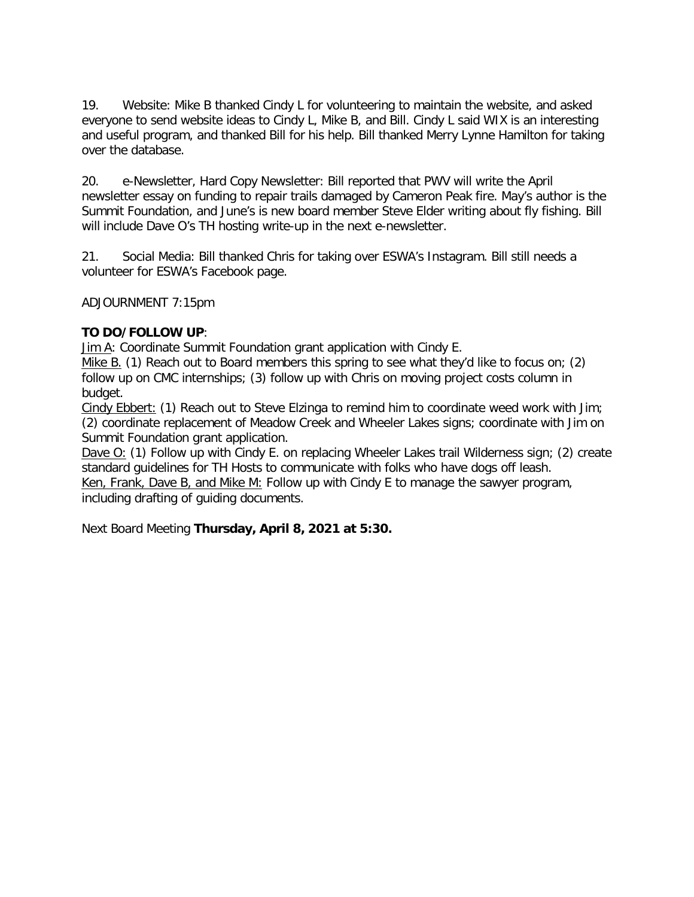19. Website: Mike B thanked Cindy L for volunteering to maintain the website, and asked everyone to send website ideas to Cindy L, Mike B, and Bill. Cindy L said WIX is an interesting and useful program, and thanked Bill for his help. Bill thanked Merry Lynne Hamilton for taking over the database.

20. e-Newsletter, Hard Copy Newsletter: Bill reported that PWV will write the April newsletter essay on funding to repair trails damaged by Cameron Peak fire. May's author is the Summit Foundation, and June's is new board member Steve Elder writing about fly fishing. Bill will include Dave O's TH hosting write-up in the next e-newsletter.

21. Social Media: Bill thanked Chris for taking over ESWA's Instagram. Bill still needs a volunteer for ESWA's Facebook page.

ADJOURNMENT 7:15pm

**TO DO/FOLLOW UP**:

Jim A: Coordinate Summit Foundation grant application with Cindy E.

Mike B. (1) Reach out to Board members this spring to see what they'd like to focus on; (2) follow up on CMC internships; (3) follow up with Chris on moving project costs column in budget.

Cindy Ebbert: (1) Reach out to Steve Elzinga to remind him to coordinate weed work with Jim; (2) coordinate replacement of Meadow Creek and Wheeler Lakes signs; coordinate with Jim on Summit Foundation grant application.

Dave O: (1) Follow up with Cindy E. on replacing Wheeler Lakes trail Wilderness sign; (2) create standard guidelines for TH Hosts to communicate with folks who have dogs off leash.

Ken, Frank, Dave B, and Mike M: Follow up with Cindy E to manage the sawyer program, including drafting of guiding documents.

Next Board Meeting **Thursday, April 8, 2021 at 5:30.**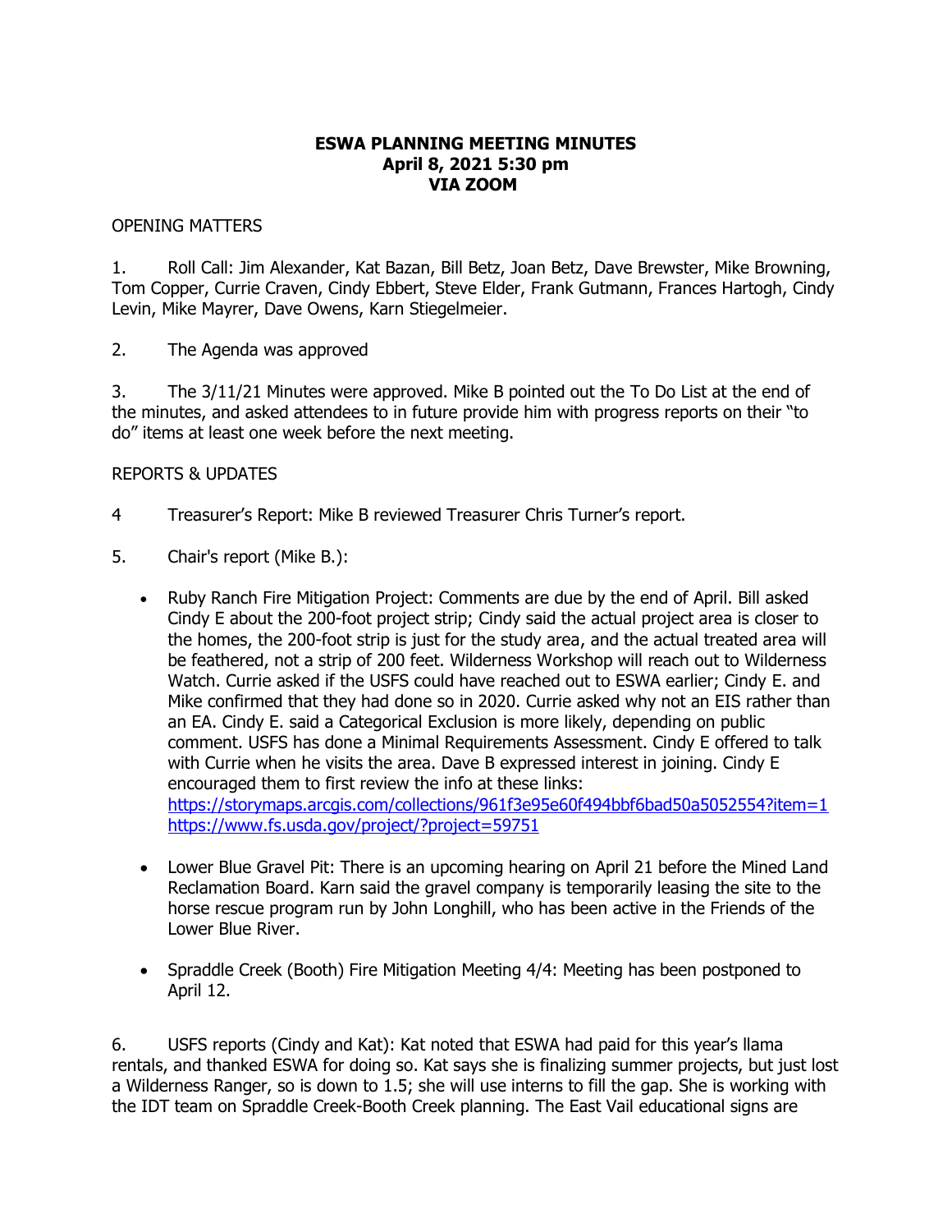# ESWA PLANNING MEETING MINUTES
## April 8, 2021 5:30 pm
## VIA ZOOM

OPENING MATTERS

1. Roll Call: Jim Alexander, Kat Bazan, Bill Betz, Joan Betz, Dave Brewster, Mike Browning, Tom Copper, Currie Craven, Cindy Ebbert, Steve Elder, Frank Gutmann, Frances Hartogh, Cindy Levin, Mike Mayrer, Dave Owens, Karn Stiegelmeier.

2. The Agenda was approved

3. The 3/11/21 Minutes were approved. Mike B pointed out the To Do List at the end of the minutes, and asked attendees to in future provide him with progress reports on their "to do" items at least one week before the next meeting.

REPORTS & UPDATES

4 Treasurer's Report: Mike B reviewed Treasurer Chris Turner's report.

5. Chair's report (Mike B.):

- Ruby Ranch Fire Mitigation Project: Comments are due by the end of April. Bill asked Cindy E about the 200-foot project strip; Cindy said the actual project area is closer to the homes, the 200-foot strip is just for the study area, and the actual treated area will be feathered, not a strip of 200 feet. Wilderness Workshop will reach out to Wilderness Watch. Currie asked if the USFS could have reached out to ESWA earlier; Cindy E. and Mike confirmed that they had done so in 2020. Currie asked why not an EIS rather than an EA. Cindy E. said a Categorical Exclusion is more likely, depending on public comment. USFS has done a Minimal Requirements Assessment. Cindy E offered to talk with Currie when he visits the area. Dave B expressed interest in joining. Cindy E encouraged them to first review the info at these links: https://storymaps.arcgis.com/collections/961f3e95e60f494bbf6bad50a5052554?item=1 https://www.fs.usda.gov/project/?project=59751

- Lower Blue Gravel Pit: There is an upcoming hearing on April 21 before the Mined Land Reclamation Board. Karn said the gravel company is temporarily leasing the site to the horse rescue program run by John Longhill, who has been active in the Friends of the Lower Blue River.

- Spraddle Creek (Booth) Fire Mitigation Meeting 4/4: Meeting has been postponed to April 12.

6. USFS reports (Cindy and Kat): Kat noted that ESWA had paid for this year's llama rentals, and thanked ESWA for doing so. Kat says she is finalizing summer projects, but just lost a Wilderness Ranger, so is down to 1.5; she will use interns to fill the gap. She is working with the IDT team on Spraddle Creek-Booth Creek planning. The East Vail educational signs are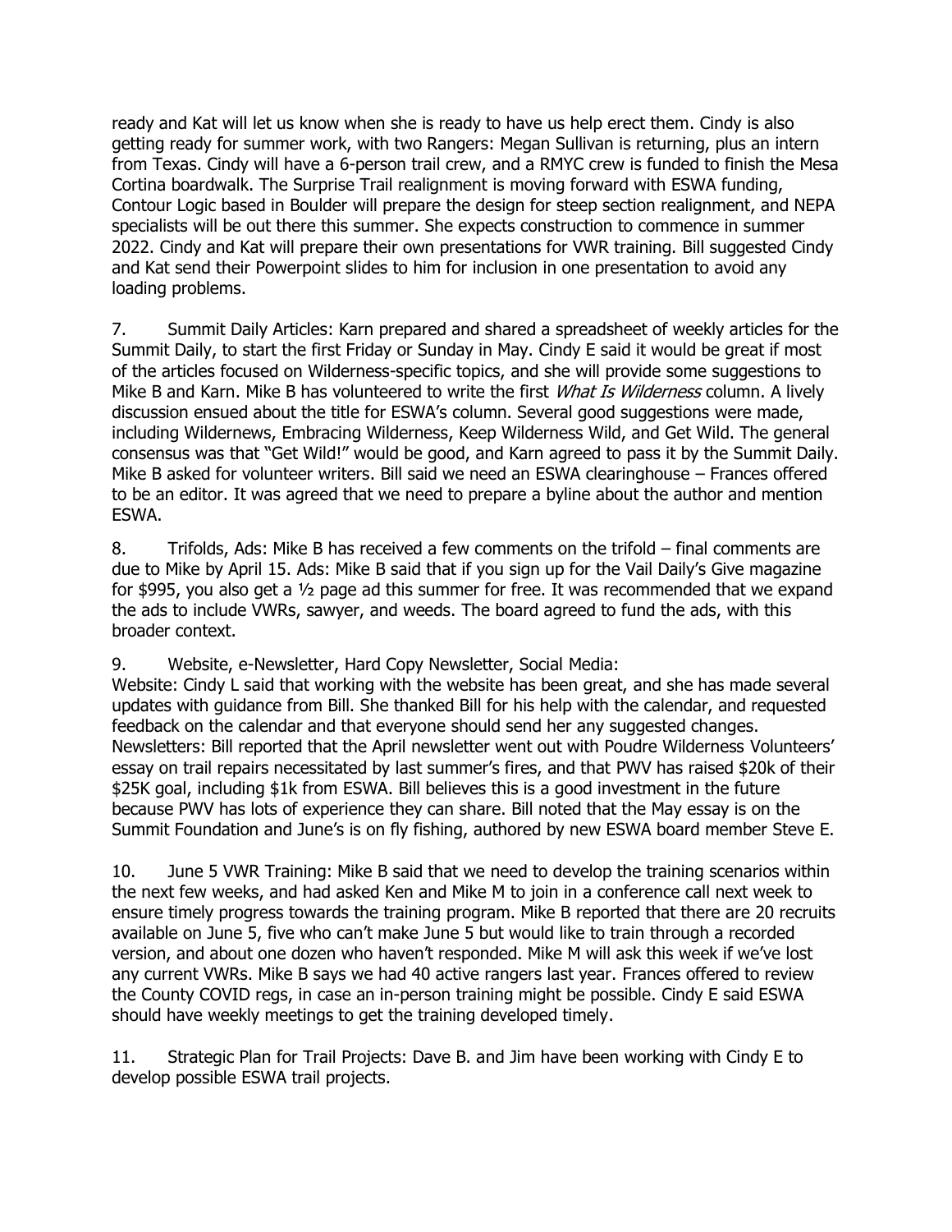ready and Kat will let us know when she is ready to have us help erect them. Cindy is also getting ready for summer work, with two Rangers: Megan Sullivan is returning, plus an intern from Texas. Cindy will have a 6-person trail crew, and a RMYC crew is funded to finish the Mesa Cortina boardwalk. The Surprise Trail realignment is moving forward with ESWA funding, Contour Logic based in Boulder will prepare the design for steep section realignment, and NEPA specialists will be out there this summer. She expects construction to commence in summer 2022. Cindy and Kat will prepare their own presentations for VWR training. Bill suggested Cindy and Kat send their Powerpoint slides to him for inclusion in one presentation to avoid any loading problems.

7. Summit Daily Articles: Karn prepared and shared a spreadsheet of weekly articles for the Summit Daily, to start the first Friday or Sunday in May. Cindy E said it would be great if most of the articles focused on Wilderness-specific topics, and she will provide some suggestions to Mike B and Karn. Mike B has volunteered to write the first *What Is Wilderness* column. A lively discussion ensued about the title for ESWA's column. Several good suggestions were made, including Wildernews, Embracing Wilderness, Keep Wilderness Wild, and Get Wild. The general consensus was that "Get Wild!" would be good, and Karn agreed to pass it by the Summit Daily. Mike B asked for volunteer writers. Bill said we need an ESWA clearinghouse – Frances offered to be an editor. It was agreed that we need to prepare a byline about the author and mention ESWA.

8. Trifolds, Ads: Mike B has received a few comments on the trifold – final comments are due to Mike by April 15. Ads: Mike B said that if you sign up for the Vail Daily's Give magazine for $995, you also get a ½ page ad this summer for free. It was recommended that we expand the ads to include VWRs, sawyer, and weeds. The board agreed to fund the ads, with this broader context.

9. Website, e-Newsletter, Hard Copy Newsletter, Social Media:
Website: Cindy L said that working with the website has been great, and she has made several updates with guidance from Bill. She thanked Bill for his help with the calendar, and requested feedback on the calendar and that everyone should send her any suggested changes.
Newsletters: Bill reported that the April newsletter went out with Poudre Wilderness Volunteers' essay on trail repairs necessitated by last summer's fires, and that PWV has raised $20k of their $25K goal, including $1k from ESWA. Bill believes this is a good investment in the future because PWV has lots of experience they can share. Bill noted that the May essay is on the Summit Foundation and June's is on fly fishing, authored by new ESWA board member Steve E.

10. June 5 VWR Training: Mike B said that we need to develop the training scenarios within the next few weeks, and had asked Ken and Mike M to join in a conference call next week to ensure timely progress towards the training program. Mike B reported that there are 20 recruits available on June 5, five who can't make June 5 but would like to train through a recorded version, and about one dozen who haven't responded. Mike M will ask this week if we've lost any current VWRs. Mike B says we had 40 active rangers last year. Frances offered to review the County COVID regs, in case an in-person training might be possible. Cindy E said ESWA should have weekly meetings to get the training developed timely.

11. Strategic Plan for Trail Projects: Dave B. and Jim have been working with Cindy E to develop possible ESWA trail projects.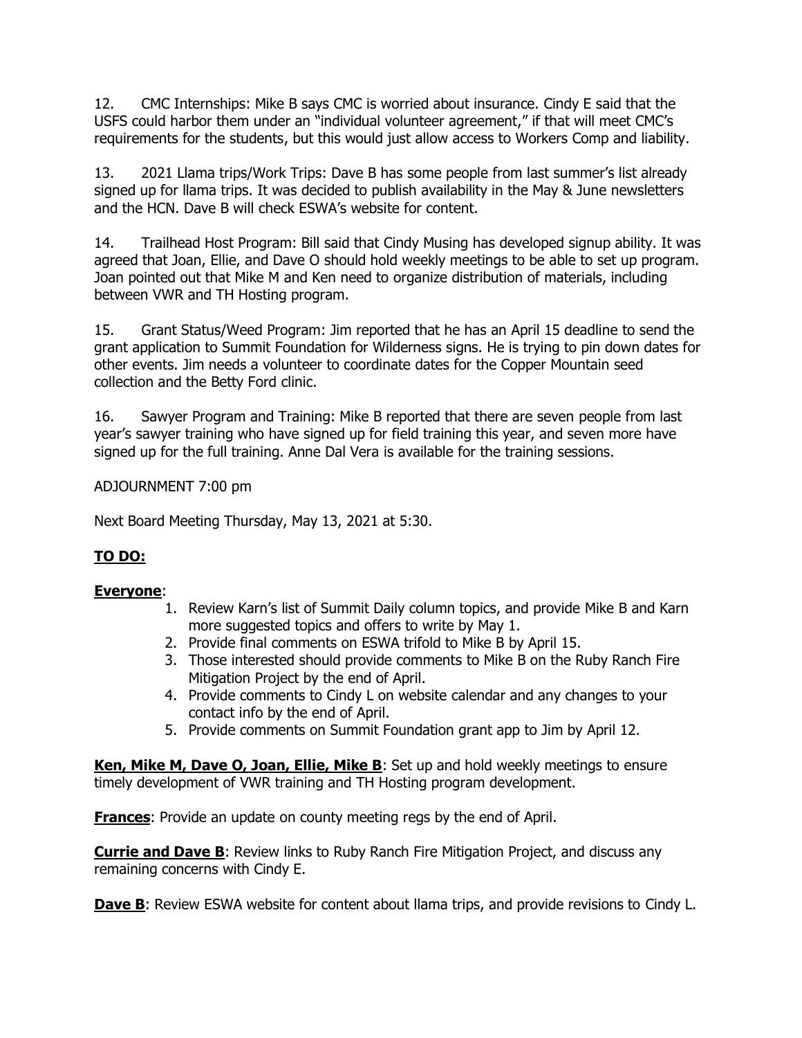12. CMC Internships: Mike B says CMC is worried about insurance. Cindy E said that the USFS could harbor them under an "individual volunteer agreement," if that will meet CMC's requirements for the students, but this would just allow access to Workers Comp and liability.

13. 2021 Llama trips/Work Trips: Dave B has some people from last summer's list already signed up for llama trips. It was decided to publish availability in the May & June newsletters and the HCN. Dave B will check ESWA's website for content.

14. Trailhead Host Program: Bill said that Cindy Musing has developed signup ability. It was agreed that Joan, Ellie, and Dave O should hold weekly meetings to be able to set up program. Joan pointed out that Mike M and Ken need to organize distribution of materials, including between VWR and TH Hosting program.

15. Grant Status/Weed Program: Jim reported that he has an April 15 deadline to send the grant application to Summit Foundation for Wilderness signs. He is trying to pin down dates for other events. Jim needs a volunteer to coordinate dates for the Copper Mountain seed collection and the Betty Ford clinic.

16. Sawyer Program and Training: Mike B reported that there are seven people from last year's sawyer training who have signed up for field training this year, and seven more have signed up for the full training. Anne Dal Vera is available for the training sessions.

ADJOURNMENT 7:00 pm

Next Board Meeting Thursday, May 13, 2021 at 5:30.

## **TO DO:**

**Everyone**:

1. Review Karn's list of Summit Daily column topics, and provide Mike B and Karn more suggested topics and offers to write by May 1.
2. Provide final comments on ESWA trifold to Mike B by April 15.
3. Those interested should provide comments to Mike B on the Ruby Ranch Fire Mitigation Project by the end of April.
4. Provide comments to Cindy L on website calendar and any changes to your contact info by the end of April.
5. Provide comments on Summit Foundation grant app to Jim by April 12.

**Ken, Mike M, Dave O, Joan, Ellie, Mike B**: Set up and hold weekly meetings to ensure timely development of VWR training and TH Hosting program development.

**Frances**: Provide an update on county meeting regs by the end of April.

**Currie and Dave B**: Review links to Ruby Ranch Fire Mitigation Project, and discuss any remaining concerns with Cindy E.

**Dave B**: Review ESWA website for content about llama trips, and provide revisions to Cindy L.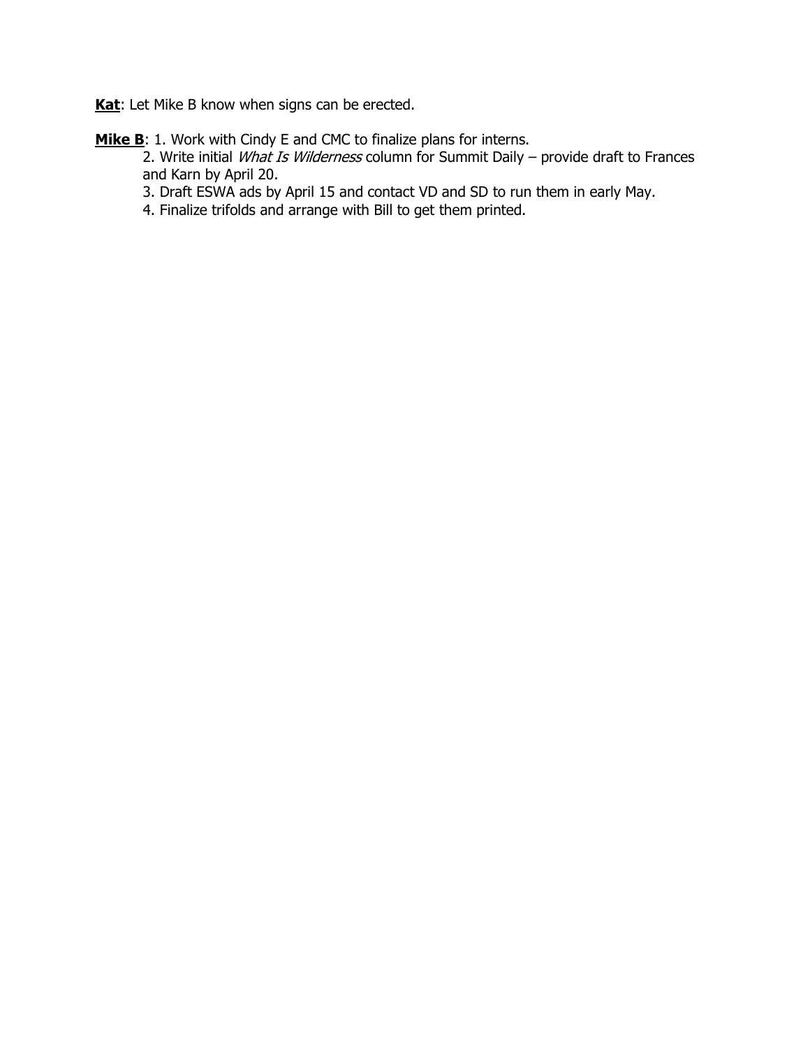**Kat**: Let Mike B know when signs can be erected.

**Mike B**: 1. Work with Cindy E and CMC to finalize plans for interns.

2. Write initial *What Is Wilderness* column for Summit Daily – provide draft to Frances and Karn by April 20.

3. Draft ESWA ads by April 15 and contact VD and SD to run them in early May.

4. Finalize trifolds and arrange with Bill to get them printed.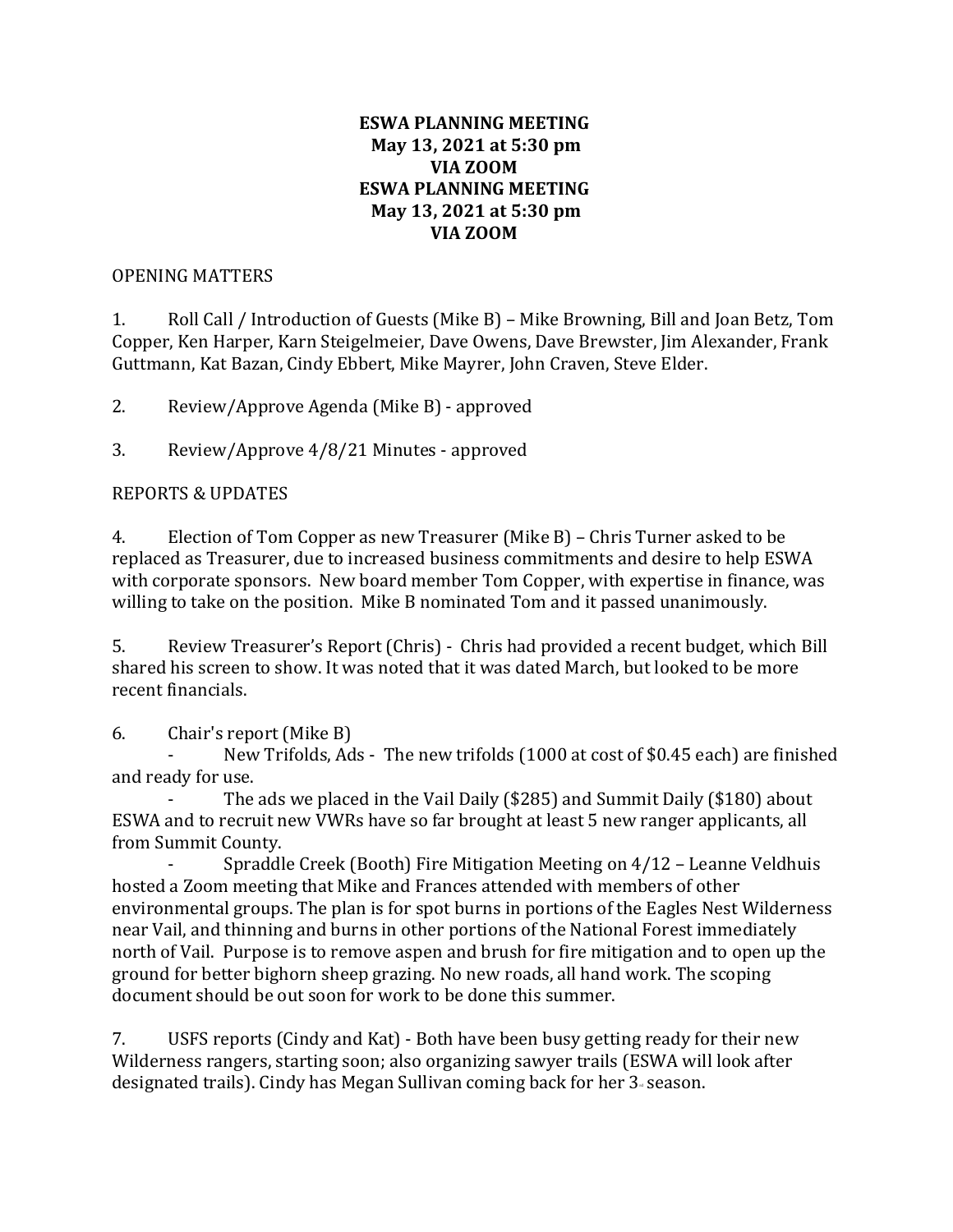**ESWA PLANNING MEETING**
**May 13, 2021 at 5:30 pm**
**VIA ZOOM**
**ESWA PLANNING MEETING**
**May 13, 2021 at 5:30 pm**
**VIA ZOOM**

OPENING MATTERS

1. Roll Call / Introduction of Guests (Mike B) – Mike Browning, Bill and Joan Betz, Tom Copper, Ken Harper, Karn Steigelmeier, Dave Owens, Dave Brewster, Jim Alexander, Frank Guttmann, Kat Bazan, Cindy Ebbert, Mike Mayrer, John Craven, Steve Elder.

2. Review/Approve Agenda (Mike B) - approved

3. Review/Approve 4/8/21 Minutes - approved

REPORTS & UPDATES

4. Election of Tom Copper as new Treasurer (Mike B) – Chris Turner asked to be replaced as Treasurer, due to increased business commitments and desire to help ESWA with corporate sponsors. New board member Tom Copper, with expertise in finance, was willing to take on the position. Mike B nominated Tom and it passed unanimously.

5. Review Treasurer's Report (Chris) - Chris had provided a recent budget, which Bill shared his screen to show. It was noted that it was dated March, but looked to be more recent financials.

6. Chair's report (Mike B)
   - New Trifolds, Ads - The new trifolds (1000 at cost of $0.45 each) are finished and ready for use.
   - The ads we placed in the Vail Daily ($285) and Summit Daily ($180) about ESWA and to recruit new VWRs have so far brought at least 5 new ranger applicants, all from Summit County.
   - Spraddle Creek (Booth) Fire Mitigation Meeting on 4/12 – Leanne Veldhuis hosted a Zoom meeting that Mike and Frances attended with members of other environmental groups. The plan is for spot burns in portions of the Eagles Nest Wilderness near Vail, and thinning and burns in other portions of the National Forest immediately north of Vail. Purpose is to remove aspen and brush for fire mitigation and to open up the ground for better bighorn sheep grazing. No new roads, all hand work. The scoping document should be out soon for work to be done this summer.

7. USFS reports (Cindy and Kat) - Both have been busy getting ready for their new Wilderness rangers, starting soon; also organizing sawyer trails (ESWA will look after designated trails). Cindy has Megan Sullivan coming back for her 3rd season.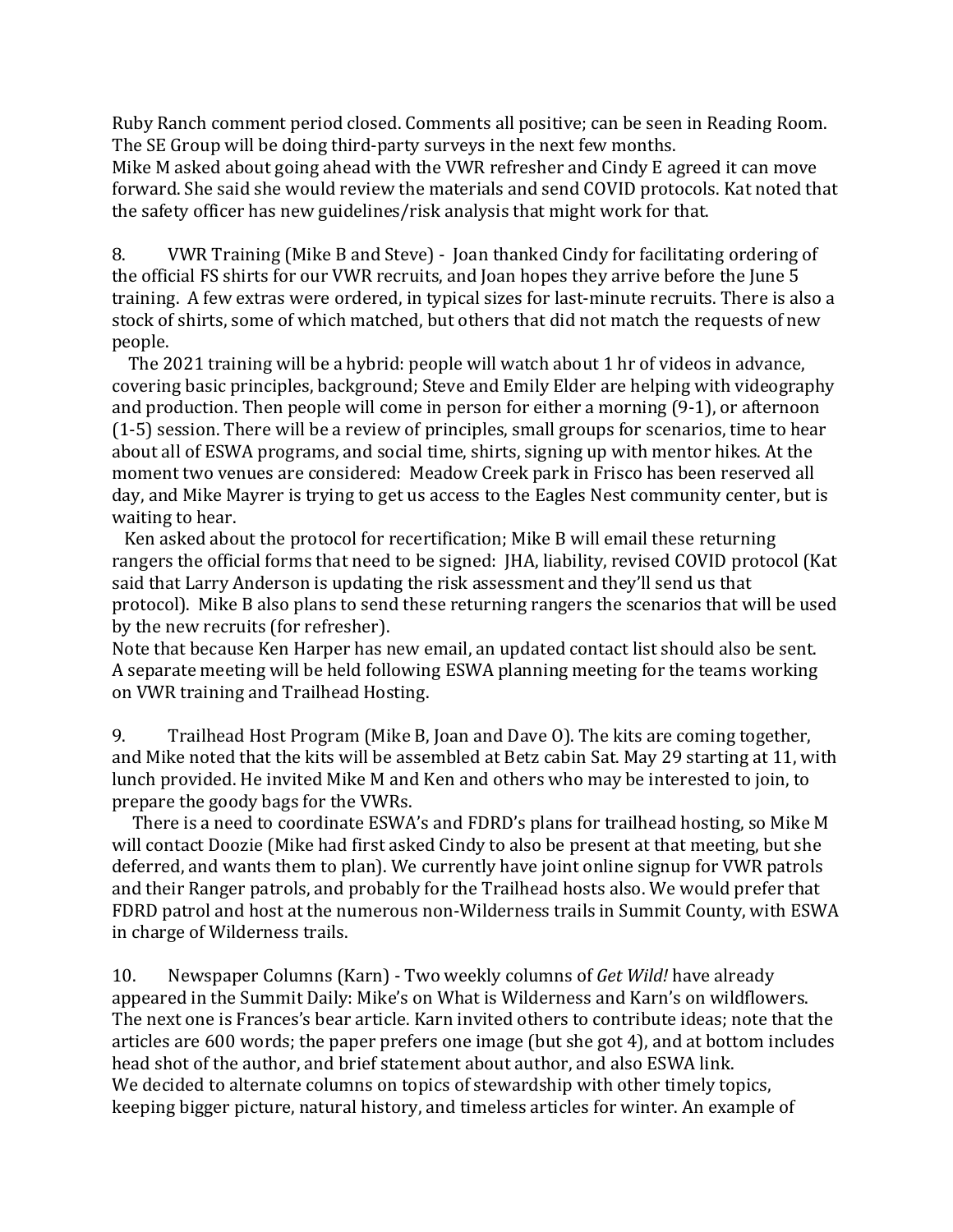Ruby Ranch comment period closed. Comments all positive; can be seen in Reading Room. The SE Group will be doing third-party surveys in the next few months.
Mike M asked about going ahead with the VWR refresher and Cindy E agreed it can move forward. She said she would review the materials and send COVID protocols. Kat noted that the safety officer has new guidelines/risk analysis that might work for that.

8. VWR Training (Mike B and Steve) - Joan thanked Cindy for facilitating ordering of the official FS shirts for our VWR recruits, and Joan hopes they arrive before the June 5 training. A few extras were ordered, in typical sizes for last-minute recruits. There is also a stock of shirts, some of which matched, but others that did not match the requests of new people.

The 2021 training will be a hybrid: people will watch about 1 hr of videos in advance, covering basic principles, background; Steve and Emily Elder are helping with videography and production. Then people will come in person for either a morning (9-1), or afternoon (1-5) session. There will be a review of principles, small groups for scenarios, time to hear about all of ESWA programs, and social time, shirts, signing up with mentor hikes. At the moment two venues are considered: Meadow Creek park in Frisco has been reserved all day, and Mike Mayrer is trying to get us access to the Eagles Nest community center, but is waiting to hear.

Ken asked about the protocol for recertification; Mike B will email these returning rangers the official forms that need to be signed: JHA, liability, revised COVID protocol (Kat said that Larry Anderson is updating the risk assessment and they'll send us that protocol). Mike B also plans to send these returning rangers the scenarios that will be used by the new recruits (for refresher).
Note that because Ken Harper has new email, an updated contact list should also be sent.
A separate meeting will be held following ESWA planning meeting for the teams working on VWR training and Trailhead Hosting.

9. Trailhead Host Program (Mike B, Joan and Dave O). The kits are coming together, and Mike noted that the kits will be assembled at Betz cabin Sat. May 29 starting at 11, with lunch provided. He invited Mike M and Ken and others who may be interested to join, to prepare the goody bags for the VWRs.

There is a need to coordinate ESWA's and FDRD's plans for trailhead hosting, so Mike M will contact Doozie (Mike had first asked Cindy to also be present at that meeting, but she deferred, and wants them to plan). We currently have joint online signup for VWR patrols and their Ranger patrols, and probably for the Trailhead hosts also. We would prefer that FDRD patrol and host at the numerous non-Wilderness trails in Summit County, with ESWA in charge of Wilderness trails.

10. Newspaper Columns (Karn) - Two weekly columns of *Get Wild!* have already appeared in the Summit Daily: Mike's on What is Wilderness and Karn's on wildflowers. The next one is Frances's bear article. Karn invited others to contribute ideas; note that the articles are 600 words; the paper prefers one image (but she got 4), and at bottom includes head shot of the author, and brief statement about author, and also ESWA link.
We decided to alternate columns on topics of stewardship with other timely topics, keeping bigger picture, natural history, and timeless articles for winter. An example of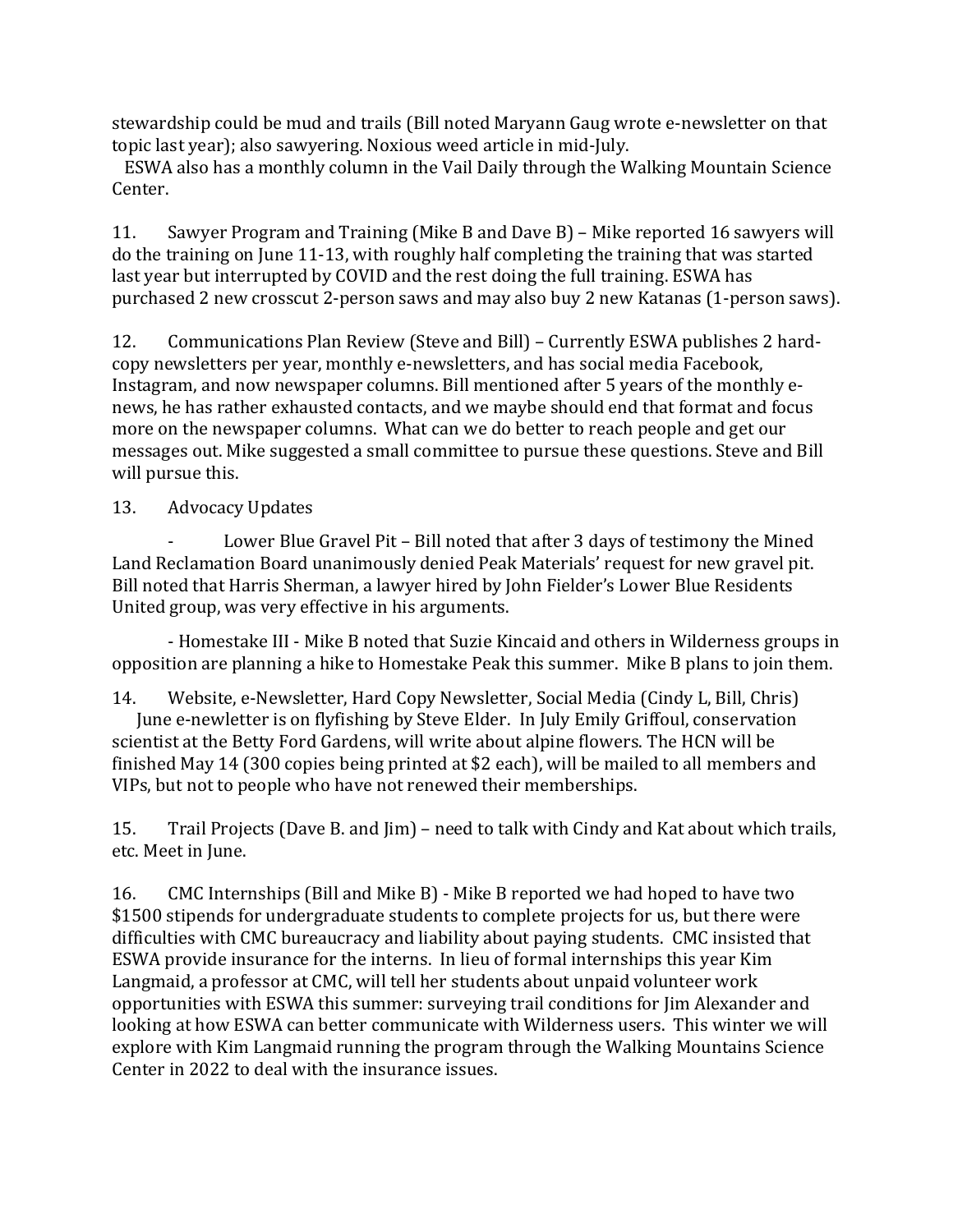stewardship could be mud and trails (Bill noted Maryann Gaug wrote e-newsletter on that topic last year); also sawyering. Noxious weed article in mid-July.

ESWA also has a monthly column in the Vail Daily through the Walking Mountain Science Center.

11. Sawyer Program and Training (Mike B and Dave B) – Mike reported 16 sawyers will do the training on June 11-13, with roughly half completing the training that was started last year but interrupted by COVID and the rest doing the full training. ESWA has purchased 2 new crosscut 2-person saws and may also buy 2 new Katanas (1-person saws).

12. Communications Plan Review (Steve and Bill) – Currently ESWA publishes 2 hard-copy newsletters per year, monthly e-newsletters, and has social media Facebook, Instagram, and now newspaper columns. Bill mentioned after 5 years of the monthly e-news, he has rather exhausted contacts, and we maybe should end that format and focus more on the newspaper columns. What can we do better to reach people and get our messages out. Mike suggested a small committee to pursue these questions. Steve and Bill will pursue this.

13. Advocacy Updates

- Lower Blue Gravel Pit – Bill noted that after 3 days of testimony the Mined Land Reclamation Board unanimously denied Peak Materials' request for new gravel pit. Bill noted that Harris Sherman, a lawyer hired by John Fielder's Lower Blue Residents United group, was very effective in his arguments.

- Homestake III - Mike B noted that Suzie Kincaid and others in Wilderness groups in opposition are planning a hike to Homestake Peak this summer. Mike B plans to join them.

14. Website, e-Newsletter, Hard Copy Newsletter, Social Media (Cindy L, Bill, Chris)
June e-newletter is on flyfishing by Steve Elder. In July Emily Griffoul, conservation scientist at the Betty Ford Gardens, will write about alpine flowers. The HCN will be finished May 14 (300 copies being printed at $2 each), will be mailed to all members and VIPs, but not to people who have not renewed their memberships.

15. Trail Projects (Dave B. and Jim) – need to talk with Cindy and Kat about which trails, etc. Meet in June.

16. CMC Internships (Bill and Mike B) - Mike B reported we had hoped to have two $1500 stipends for undergraduate students to complete projects for us, but there were difficulties with CMC bureaucracy and liability about paying students. CMC insisted that ESWA provide insurance for the interns. In lieu of formal internships this year Kim Langmaid, a professor at CMC, will tell her students about unpaid volunteer work opportunities with ESWA this summer: surveying trail conditions for Jim Alexander and looking at how ESWA can better communicate with Wilderness users. This winter we will explore with Kim Langmaid running the program through the Walking Mountains Science Center in 2022 to deal with the insurance issues.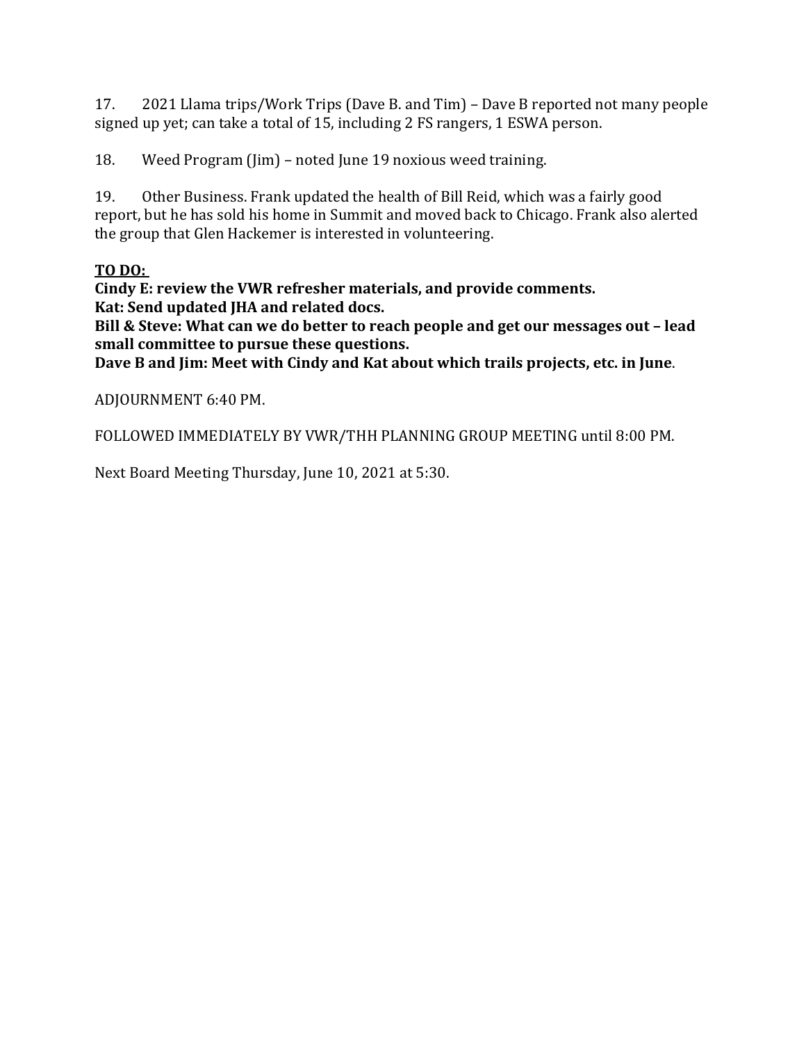17. 2021 Llama trips/Work Trips (Dave B. and Tim) – Dave B reported not many people signed up yet; can take a total of 15, including 2 FS rangers, 1 ESWA person.

18. Weed Program (Jim) – noted June 19 noxious weed training.

19. Other Business. Frank updated the health of Bill Reid, which was a fairly good report, but he has sold his home in Summit and moved back to Chicago. Frank also alerted the group that Glen Hackemer is interested in volunteering.

**<u>TO DO:</u>**
**Cindy E: review the VWR refresher materials, and provide comments.**
**Kat: Send updated JHA and related docs.**
**Bill & Steve: What can we do better to reach people and get our messages out – lead small committee to pursue these questions.**
**Dave B and Jim: Meet with Cindy and Kat about which trails projects, etc. in June**.

ADJOURNMENT 6:40 PM.

FOLLOWED IMMEDIATELY BY VWR/THH PLANNING GROUP MEETING until 8:00 PM.

Next Board Meeting Thursday, June 10, 2021 at 5:30.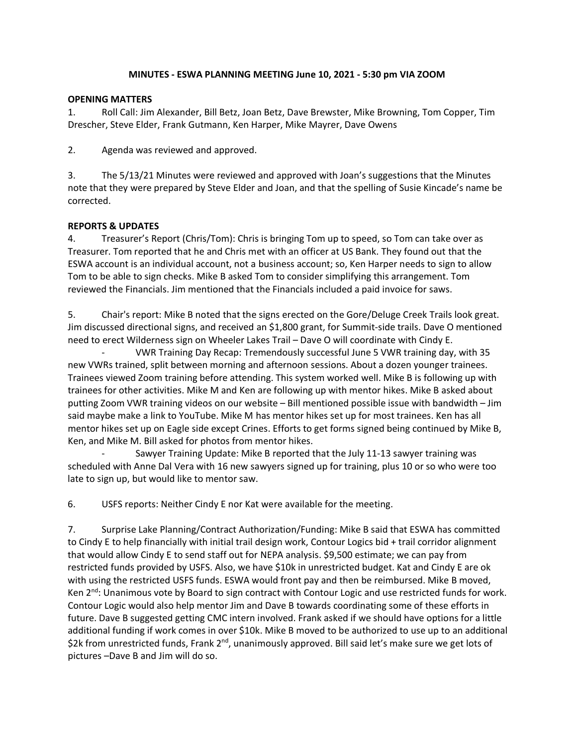**MINUTES - ESWA PLANNING MEETING June 10, 2021 - 5:30 pm VIA ZOOM**

**OPENING MATTERS**

1. Roll Call: Jim Alexander, Bill Betz, Joan Betz, Dave Brewster, Mike Browning, Tom Copper, Tim Drescher, Steve Elder, Frank Gutmann, Ken Harper, Mike Mayrer, Dave Owens

2. Agenda was reviewed and approved.

3. The 5/13/21 Minutes were reviewed and approved with Joan's suggestions that the Minutes note that they were prepared by Steve Elder and Joan, and that the spelling of Susie Kincade's name be corrected.

**REPORTS & UPDATES**

4. Treasurer's Report (Chris/Tom): Chris is bringing Tom up to speed, so Tom can take over as Treasurer. Tom reported that he and Chris met with an officer at US Bank. They found out that the ESWA account is an individual account, not a business account; so, Ken Harper needs to sign to allow Tom to be able to sign checks. Mike B asked Tom to consider simplifying this arrangement. Tom reviewed the Financials. Jim mentioned that the Financials included a paid invoice for saws.

5. Chair's report: Mike B noted that the signs erected on the Gore/Deluge Creek Trails look great. Jim discussed directional signs, and received an $1,800 grant, for Summit-side trails. Dave O mentioned need to erect Wilderness sign on Wheeler Lakes Trail – Dave O will coordinate with Cindy E.

   - VWR Training Day Recap: Tremendously successful June 5 VWR training day, with 35 new VWRs trained, split between morning and afternoon sessions. About a dozen younger trainees. Trainees viewed Zoom training before attending. This system worked well. Mike B is following up with trainees for other activities. Mike M and Ken are following up with mentor hikes. Mike B asked about putting Zoom VWR training videos on our website – Bill mentioned possible issue with bandwidth – Jim said maybe make a link to YouTube. Mike M has mentor hikes set up for most trainees. Ken has all mentor hikes set up on Eagle side except Crines. Efforts to get forms signed being continued by Mike B, Ken, and Mike M. Bill asked for photos from mentor hikes.
   - Sawyer Training Update: Mike B reported that the July 11-13 sawyer training was scheduled with Anne Dal Vera with 16 new sawyers signed up for training, plus 10 or so who were too late to sign up, but would like to mentor saw.

6. USFS reports: Neither Cindy E nor Kat were available for the meeting.

7. Surprise Lake Planning/Contract Authorization/Funding: Mike B said that ESWA has committed to Cindy E to help financially with initial trail design work, Contour Logics bid + trail corridor alignment that would allow Cindy E to send staff out for NEPA analysis. $9,500 estimate; we can pay from restricted funds provided by USFS. Also, we have $10k in unrestricted budget. Kat and Cindy E are ok with using the restricted USFS funds. ESWA would front pay and then be reimbursed. Mike B moved, Ken 2nd: Unanimous vote by Board to sign contract with Contour Logic and use restricted funds for work. Contour Logic would also help mentor Jim and Dave B towards coordinating some of these efforts in future. Dave B suggested getting CMC intern involved. Frank asked if we should have options for a little additional funding if work comes in over $10k. Mike B moved to be authorized to use up to an additional $2k from unrestricted funds, Frank 2nd, unanimously approved. Bill said let's make sure we get lots of pictures –Dave B and Jim will do so.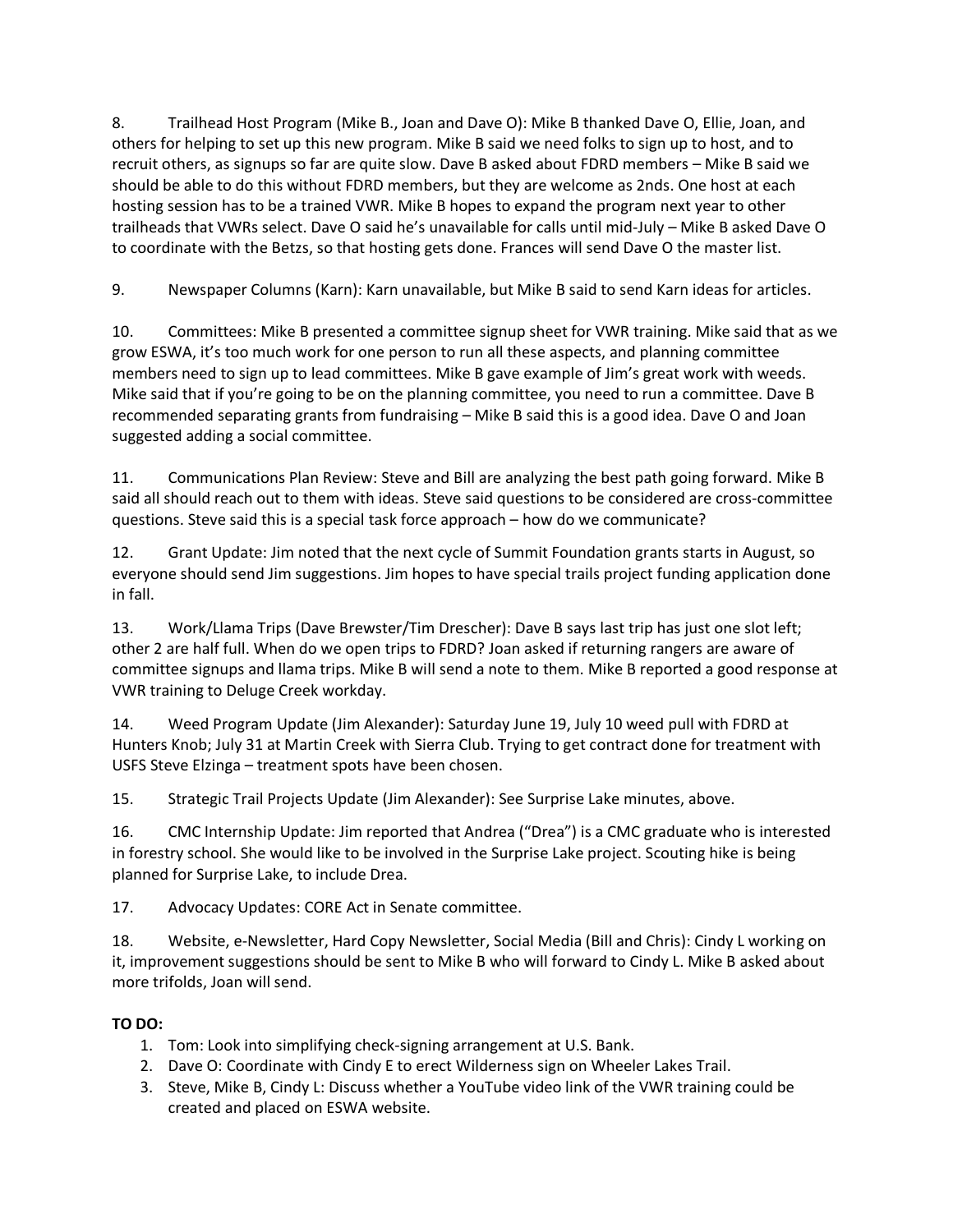8. Trailhead Host Program (Mike B., Joan and Dave O): Mike B thanked Dave O, Ellie, Joan, and others for helping to set up this new program. Mike B said we need folks to sign up to host, and to recruit others, as signups so far are quite slow. Dave B asked about FDRD members – Mike B said we should be able to do this without FDRD members, but they are welcome as 2nds. One host at each hosting session has to be a trained VWR. Mike B hopes to expand the program next year to other trailheads that VWRs select. Dave O said he's unavailable for calls until mid-July – Mike B asked Dave O to coordinate with the Betzs, so that hosting gets done. Frances will send Dave O the master list.

9. Newspaper Columns (Karn): Karn unavailable, but Mike B said to send Karn ideas for articles.

10. Committees: Mike B presented a committee signup sheet for VWR training. Mike said that as we grow ESWA, it's too much work for one person to run all these aspects, and planning committee members need to sign up to lead committees. Mike B gave example of Jim's great work with weeds. Mike said that if you're going to be on the planning committee, you need to run a committee. Dave B recommended separating grants from fundraising – Mike B said this is a good idea. Dave O and Joan suggested adding a social committee.

11. Communications Plan Review: Steve and Bill are analyzing the best path going forward. Mike B said all should reach out to them with ideas. Steve said questions to be considered are cross-committee questions. Steve said this is a special task force approach – how do we communicate?

12. Grant Update: Jim noted that the next cycle of Summit Foundation grants starts in August, so everyone should send Jim suggestions. Jim hopes to have special trails project funding application done in fall.

13. Work/Llama Trips (Dave Brewster/Tim Drescher): Dave B says last trip has just one slot left; other 2 are half full. When do we open trips to FDRD? Joan asked if returning rangers are aware of committee signups and llama trips. Mike B will send a note to them. Mike B reported a good response at VWR training to Deluge Creek workday.

14. Weed Program Update (Jim Alexander): Saturday June 19, July 10 weed pull with FDRD at Hunters Knob; July 31 at Martin Creek with Sierra Club. Trying to get contract done for treatment with USFS Steve Elzinga – treatment spots have been chosen.

15. Strategic Trail Projects Update (Jim Alexander): See Surprise Lake minutes, above.

16. CMC Internship Update: Jim reported that Andrea ("Drea") is a CMC graduate who is interested in forestry school. She would like to be involved in the Surprise Lake project. Scouting hike is being planned for Surprise Lake, to include Drea.

17. Advocacy Updates: CORE Act in Senate committee.

18. Website, e-Newsletter, Hard Copy Newsletter, Social Media (Bill and Chris): Cindy L working on it, improvement suggestions should be sent to Mike B who will forward to Cindy L. Mike B asked about more trifolds, Joan will send.

**TO DO:**

1. Tom: Look into simplifying check-signing arrangement at U.S. Bank.
2. Dave O: Coordinate with Cindy E to erect Wilderness sign on Wheeler Lakes Trail.
3. Steve, Mike B, Cindy L: Discuss whether a YouTube video link of the VWR training could be created and placed on ESWA website.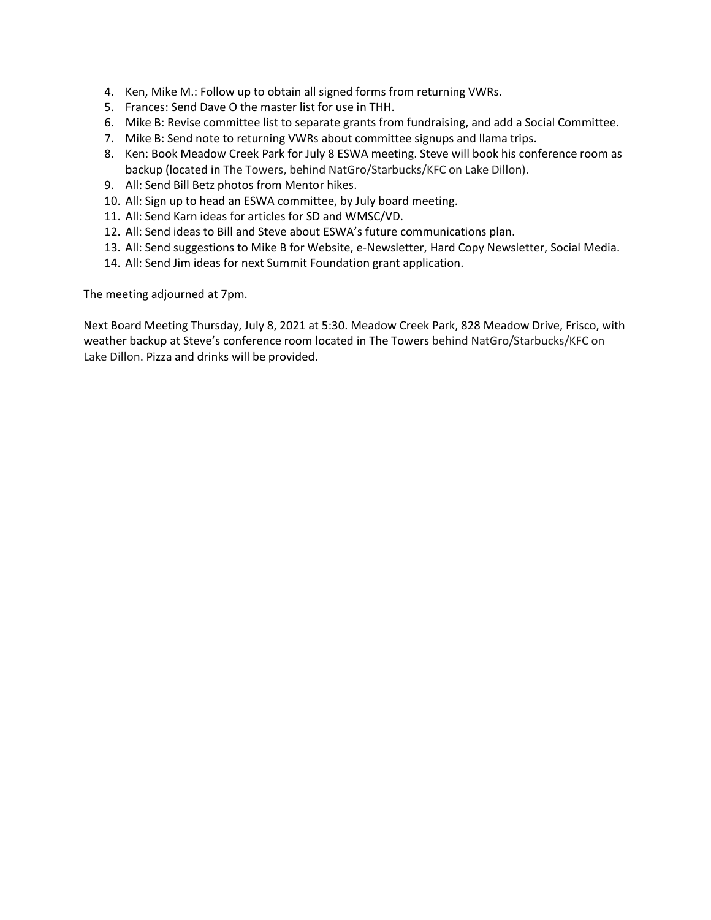4. Ken, Mike M.: Follow up to obtain all signed forms from returning VWRs.
5. Frances: Send Dave O the master list for use in THH.
6. Mike B: Revise committee list to separate grants from fundraising, and add a Social Committee.
7. Mike B: Send note to returning VWRs about committee signups and llama trips.
8. Ken: Book Meadow Creek Park for July 8 ESWA meeting. Steve will book his conference room as backup (located in The Towers, behind NatGro/Starbucks/KFC on Lake Dillon).
9. All: Send Bill Betz photos from Mentor hikes.
10. All: Sign up to head an ESWA committee, by July board meeting.
11. All: Send Karn ideas for articles for SD and WMSC/VD.
12. All: Send ideas to Bill and Steve about ESWA's future communications plan.
13. All: Send suggestions to Mike B for Website, e-Newsletter, Hard Copy Newsletter, Social Media.
14. All: Send Jim ideas for next Summit Foundation grant application.

The meeting adjourned at 7pm.

Next Board Meeting Thursday, July 8, 2021 at 5:30. Meadow Creek Park, 828 Meadow Drive, Frisco, with weather backup at Steve's conference room located in The Towers behind NatGro/Starbucks/KFC on Lake Dillon. Pizza and drinks will be provided.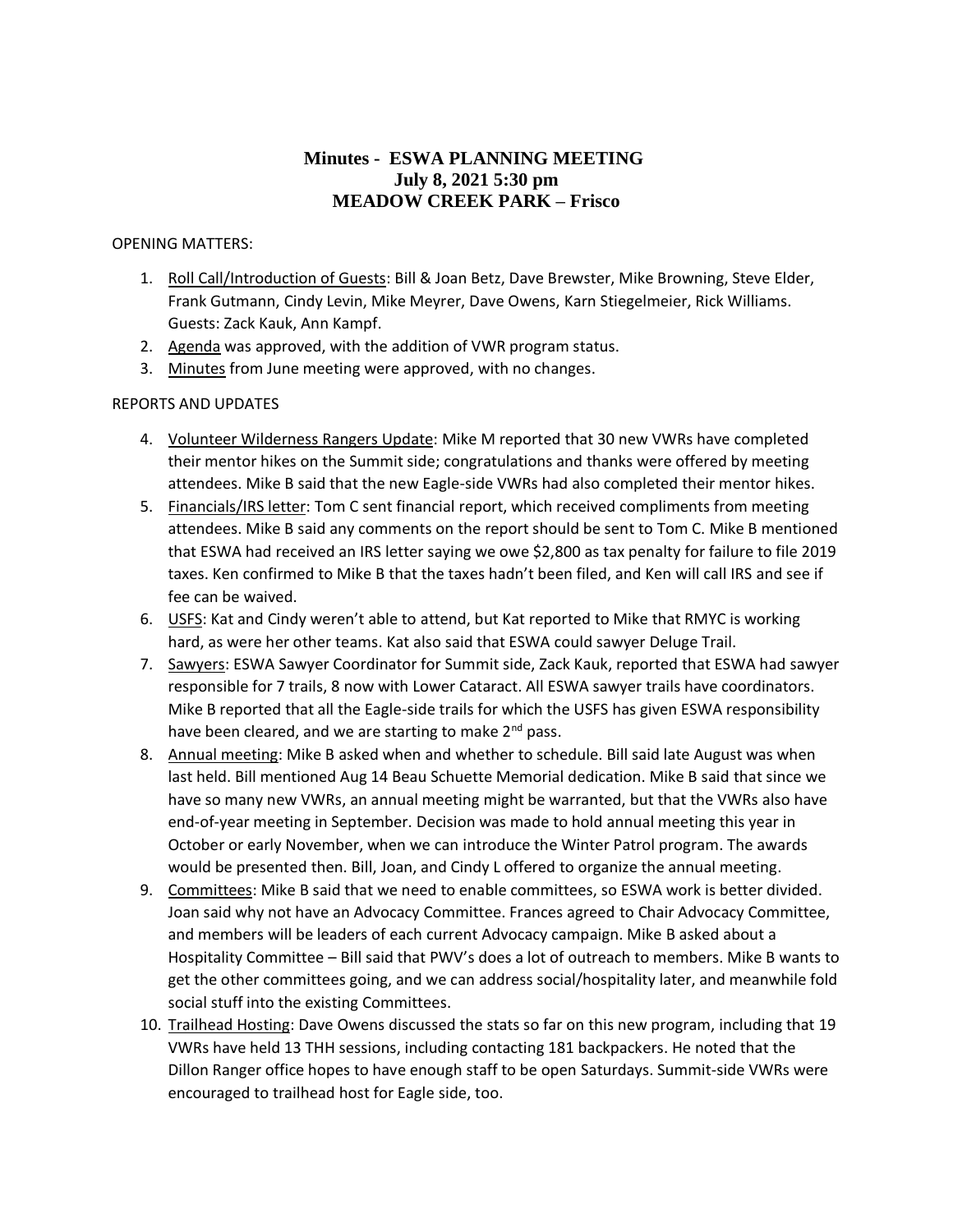# Minutes - ESWA PLANNING MEETING
## July 8, 2021 5:30 pm
## MEADOW CREEK PARK – Frisco

OPENING MATTERS:

1. Roll Call/Introduction of Guests: Bill & Joan Betz, Dave Brewster, Mike Browning, Steve Elder, Frank Gutmann, Cindy Levin, Mike Meyrer, Dave Owens, Karn Stiegelmeier, Rick Williams. Guests: Zack Kauk, Ann Kampf.
2. Agenda was approved, with the addition of VWR program status.
3. Minutes from June meeting were approved, with no changes.

REPORTS AND UPDATES

4. Volunteer Wilderness Rangers Update: Mike M reported that 30 new VWRs have completed their mentor hikes on the Summit side; congratulations and thanks were offered by meeting attendees. Mike B said that the new Eagle-side VWRs had also completed their mentor hikes.
5. Financials/IRS letter: Tom C sent financial report, which received compliments from meeting attendees. Mike B said any comments on the report should be sent to Tom C. Mike B mentioned that ESWA had received an IRS letter saying we owe $2,800 as tax penalty for failure to file 2019 taxes. Ken confirmed to Mike B that the taxes hadn't been filed, and Ken will call IRS and see if fee can be waived.
6. USFS: Kat and Cindy weren't able to attend, but Kat reported to Mike that RMYC is working hard, as were her other teams. Kat also said that ESWA could sawyer Deluge Trail.
7. Sawyers: ESWA Sawyer Coordinator for Summit side, Zack Kauk, reported that ESWA had sawyer responsible for 7 trails, 8 now with Lower Cataract. All ESWA sawyer trails have coordinators. Mike B reported that all the Eagle-side trails for which the USFS has given ESWA responsibility have been cleared, and we are starting to make 2nd pass.
8. Annual meeting: Mike B asked when and whether to schedule. Bill said late August was when last held. Bill mentioned Aug 14 Beau Schuette Memorial dedication. Mike B said that since we have so many new VWRs, an annual meeting might be warranted, but that the VWRs also have end-of-year meeting in September. Decision was made to hold annual meeting this year in October or early November, when we can introduce the Winter Patrol program. The awards would be presented then. Bill, Joan, and Cindy L offered to organize the annual meeting.
9. Committees: Mike B said that we need to enable committees, so ESWA work is better divided. Joan said why not have an Advocacy Committee. Frances agreed to Chair Advocacy Committee, and members will be leaders of each current Advocacy campaign. Mike B asked about a Hospitality Committee – Bill said that PWV's does a lot of outreach to members. Mike B wants to get the other committees going, and we can address social/hospitality later, and meanwhile fold social stuff into the existing Committees.
10. Trailhead Hosting: Dave Owens discussed the stats so far on this new program, including that 19 VWRs have held 13 THH sessions, including contacting 181 backpackers. He noted that the Dillon Ranger office hopes to have enough staff to be open Saturdays. Summit-side VWRs were encouraged to trailhead host for Eagle side, too.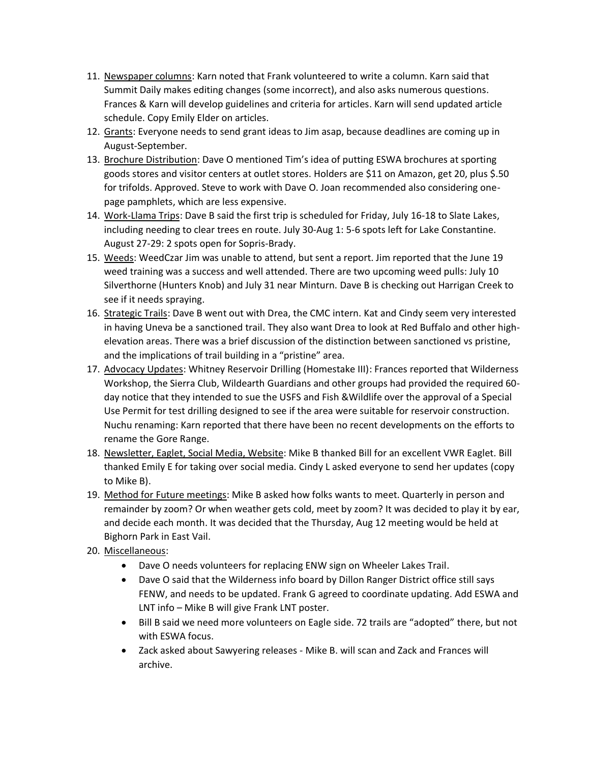11. Newspaper columns: Karn noted that Frank volunteered to write a column. Karn said that Summit Daily makes editing changes (some incorrect), and also asks numerous questions. Frances & Karn will develop guidelines and criteria for articles. Karn will send updated article schedule. Copy Emily Elder on articles.
12. Grants: Everyone needs to send grant ideas to Jim asap, because deadlines are coming up in August-September.
13. Brochure Distribution: Dave O mentioned Tim's idea of putting ESWA brochures at sporting goods stores and visitor centers at outlet stores. Holders are $11 on Amazon, get 20, plus $.50 for trifolds. Approved. Steve to work with Dave O. Joan recommended also considering one-page pamphlets, which are less expensive.
14. Work-Llama Trips: Dave B said the first trip is scheduled for Friday, July 16-18 to Slate Lakes, including needing to clear trees en route. July 30-Aug 1: 5-6 spots left for Lake Constantine. August 27-29: 2 spots open for Sopris-Brady.
15. Weeds: WeedCzar Jim was unable to attend, but sent a report. Jim reported that the June 19 weed training was a success and well attended. There are two upcoming weed pulls: July 10 Silverthorne (Hunters Knob) and July 31 near Minturn. Dave B is checking out Harrigan Creek to see if it needs spraying.
16. Strategic Trails: Dave B went out with Drea, the CMC intern. Kat and Cindy seem very interested in having Uneva be a sanctioned trail. They also want Drea to look at Red Buffalo and other high-elevation areas. There was a brief discussion of the distinction between sanctioned vs pristine, and the implications of trail building in a "pristine" area.
17. Advocacy Updates: Whitney Reservoir Drilling (Homestake III): Frances reported that Wilderness Workshop, the Sierra Club, Wildearth Guardians and other groups had provided the required 60-day notice that they intended to sue the USFS and Fish &Wildlife over the approval of a Special Use Permit for test drilling designed to see if the area were suitable for reservoir construction. Nuchu renaming: Karn reported that there have been no recent developments on the efforts to rename the Gore Range.
18. Newsletter, Eaglet, Social Media, Website: Mike B thanked Bill for an excellent VWR Eaglet. Bill thanked Emily E for taking over social media. Cindy L asked everyone to send her updates (copy to Mike B).
19. Method for Future meetings: Mike B asked how folks wants to meet. Quarterly in person and remainder by zoom? Or when weather gets cold, meet by zoom? It was decided to play it by ear, and decide each month. It was decided that the Thursday, Aug 12 meeting would be held at Bighorn Park in East Vail.
20. Miscellaneous:
    - Dave O needs volunteers for replacing ENW sign on Wheeler Lakes Trail.
    - Dave O said that the Wilderness info board by Dillon Ranger District office still says FENW, and needs to be updated. Frank G agreed to coordinate updating. Add ESWA and LNT info – Mike B will give Frank LNT poster.
    - Bill B said we need more volunteers on Eagle side. 72 trails are "adopted" there, but not with ESWA focus.
    - Zack asked about Sawyering releases - Mike B. will scan and Zack and Frances will archive.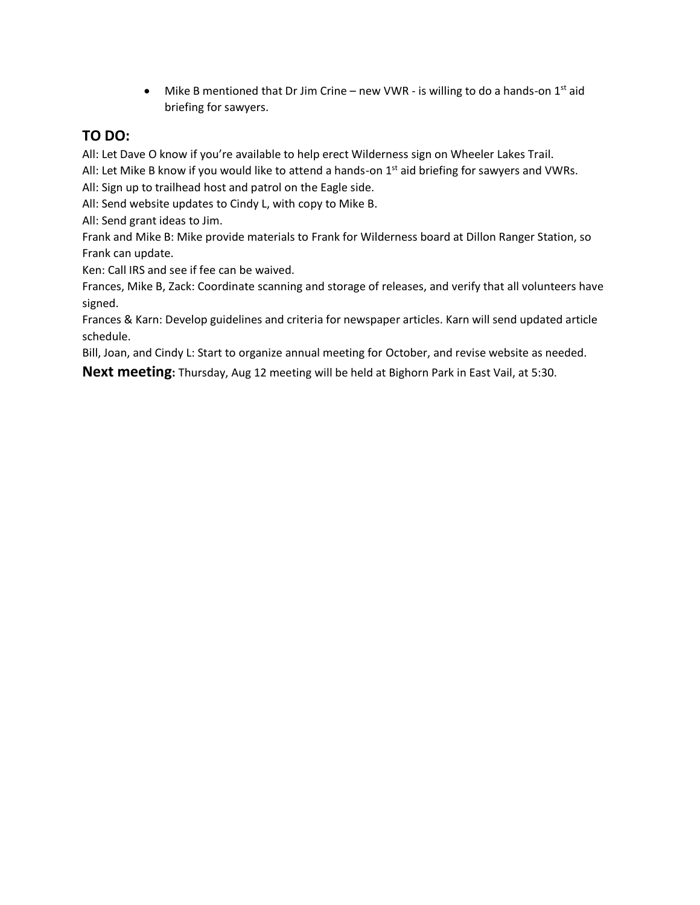- Mike B mentioned that Dr Jim Crine – new VWR - is willing to do a hands-on 1st aid briefing for sawyers.

## TO DO:

All: Let Dave O know if you're available to help erect Wilderness sign on Wheeler Lakes Trail.
All: Let Mike B know if you would like to attend a hands-on 1st aid briefing for sawyers and VWRs.
All: Sign up to trailhead host and patrol on the Eagle side.
All: Send website updates to Cindy L, with copy to Mike B.
All: Send grant ideas to Jim.
Frank and Mike B: Mike provide materials to Frank for Wilderness board at Dillon Ranger Station, so Frank can update.
Ken: Call IRS and see if fee can be waived.
Frances, Mike B, Zack: Coordinate scanning and storage of releases, and verify that all volunteers have signed.
Frances & Karn: Develop guidelines and criteria for newspaper articles. Karn will send updated article schedule.
Bill, Joan, and Cindy L: Start to organize annual meeting for October, and revise website as needed.

**Next meeting:** Thursday, Aug 12 meeting will be held at Bighorn Park in East Vail, at 5:30.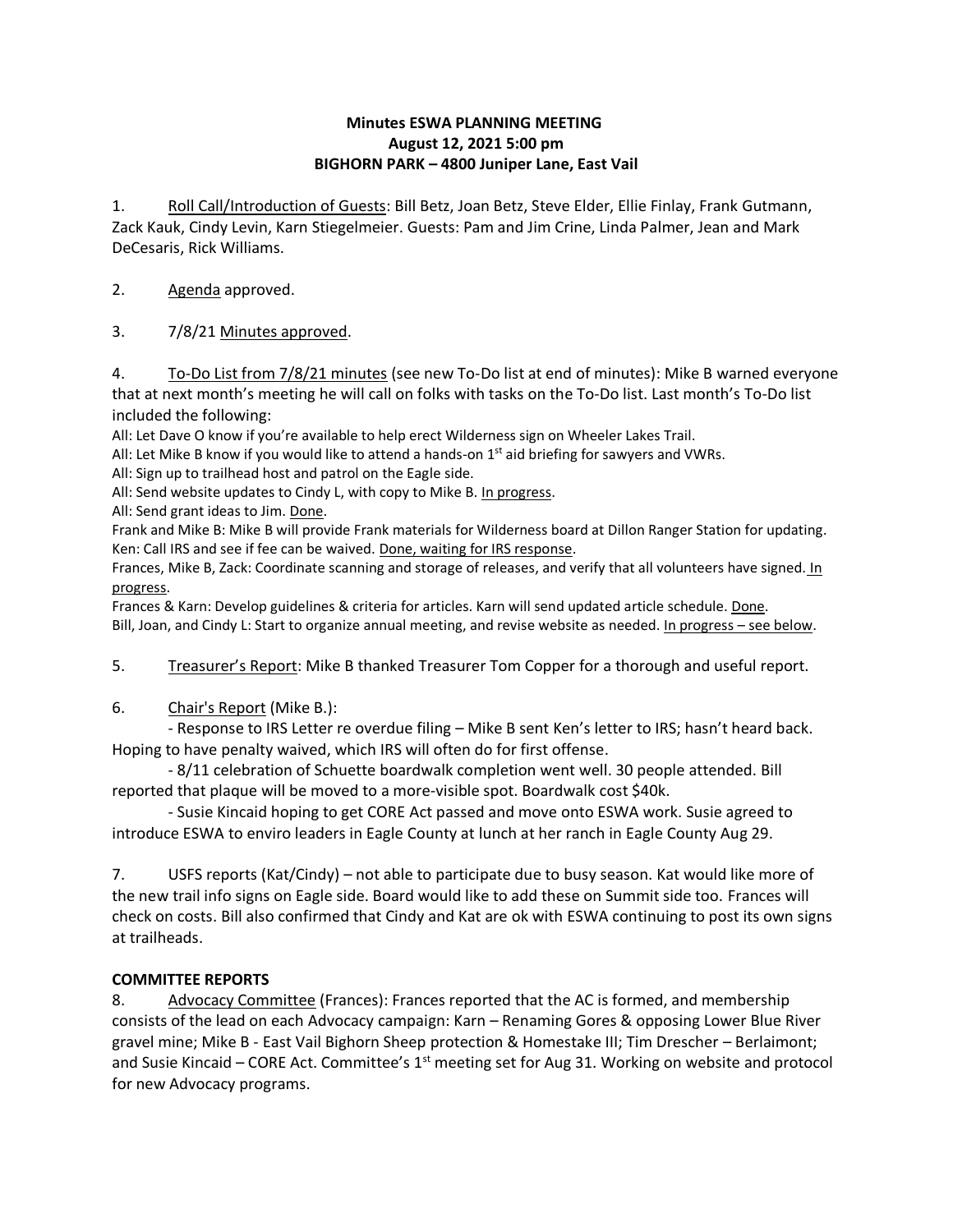**Minutes ESWA PLANNING MEETING**
**August 12, 2021 5:00 pm**
**BIGHORN PARK – 4800 Juniper Lane, East Vail**

1. Roll Call/Introduction of Guests: Bill Betz, Joan Betz, Steve Elder, Ellie Finlay, Frank Gutmann, Zack Kauk, Cindy Levin, Karn Stiegelmeier. Guests: Pam and Jim Crine, Linda Palmer, Jean and Mark DeCesaris, Rick Williams.

2. Agenda approved.

3. 7/8/21 Minutes approved.

4. To-Do List from 7/8/21 minutes (see new To-Do list at end of minutes): Mike B warned everyone that at next month's meeting he will call on folks with tasks on the To-Do list. Last month's To-Do list included the following:

All: Let Dave O know if you're available to help erect Wilderness sign on Wheeler Lakes Trail.
All: Let Mike B know if you would like to attend a hands-on 1st aid briefing for sawyers and VWRs.
All: Sign up to trailhead host and patrol on the Eagle side.
All: Send website updates to Cindy L, with copy to Mike B. In progress.
All: Send grant ideas to Jim. Done.
Frank and Mike B: Mike B will provide Frank materials for Wilderness board at Dillon Ranger Station for updating.
Ken: Call IRS and see if fee can be waived. Done, waiting for IRS response.
Frances, Mike B, Zack: Coordinate scanning and storage of releases, and verify that all volunteers have signed. In progress.
Frances & Karn: Develop guidelines & criteria for articles. Karn will send updated article schedule. Done.
Bill, Joan, and Cindy L: Start to organize annual meeting, and revise website as needed. In progress – see below.

5. Treasurer's Report: Mike B thanked Treasurer Tom Copper for a thorough and useful report.

6. Chair's Report (Mike B.):
- Response to IRS Letter re overdue filing – Mike B sent Ken's letter to IRS; hasn't heard back. Hoping to have penalty waived, which IRS will often do for first offense.
- 8/11 celebration of Schuette boardwalk completion went well. 30 people attended. Bill reported that plaque will be moved to a more-visible spot. Boardwalk cost $40k.
- Susie Kincaid hoping to get CORE Act passed and move onto ESWA work. Susie agreed to introduce ESWA to enviro leaders in Eagle County at lunch at her ranch in Eagle County Aug 29.

7. USFS reports (Kat/Cindy) – not able to participate due to busy season. Kat would like more of the new trail info signs on Eagle side. Board would like to add these on Summit side too. Frances will check on costs. Bill also confirmed that Cindy and Kat are ok with ESWA continuing to post its own signs at trailheads.

**COMMITTEE REPORTS**

8. Advocacy Committee (Frances): Frances reported that the AC is formed, and membership consists of the lead on each Advocacy campaign: Karn – Renaming Gores & opposing Lower Blue River gravel mine; Mike B - East Vail Bighorn Sheep protection & Homestake III; Tim Drescher – Berlaimont; and Susie Kincaid – CORE Act. Committee's 1st meeting set for Aug 31. Working on website and protocol for new Advocacy programs.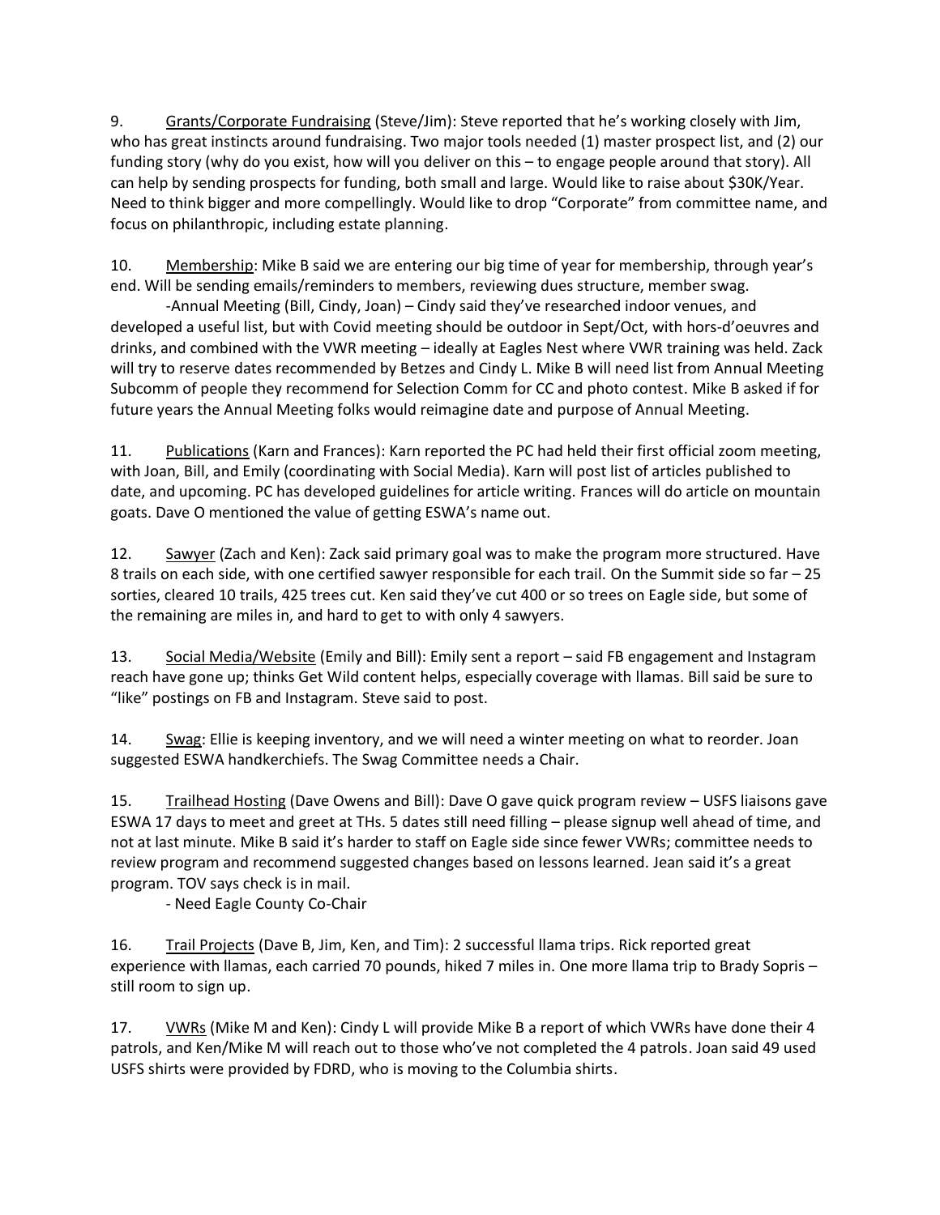9. Grants/Corporate Fundraising (Steve/Jim): Steve reported that he's working closely with Jim, who has great instincts around fundraising. Two major tools needed (1) master prospect list, and (2) our funding story (why do you exist, how will you deliver on this – to engage people around that story). All can help by sending prospects for funding, both small and large. Would like to raise about $30K/Year. Need to think bigger and more compellingly. Would like to drop "Corporate" from committee name, and focus on philanthropic, including estate planning.

10. Membership: Mike B said we are entering our big time of year for membership, through year's end. Will be sending emails/reminders to members, reviewing dues structure, member swag.

-Annual Meeting (Bill, Cindy, Joan) – Cindy said they've researched indoor venues, and developed a useful list, but with Covid meeting should be outdoor in Sept/Oct, with hors-d'oeuvres and drinks, and combined with the VWR meeting – ideally at Eagles Nest where VWR training was held. Zack will try to reserve dates recommended by Betzes and Cindy L. Mike B will need list from Annual Meeting Subcomm of people they recommend for Selection Comm for CC and photo contest. Mike B asked if for future years the Annual Meeting folks would reimagine date and purpose of Annual Meeting.

11. Publications (Karn and Frances): Karn reported the PC had held their first official zoom meeting, with Joan, Bill, and Emily (coordinating with Social Media). Karn will post list of articles published to date, and upcoming. PC has developed guidelines for article writing. Frances will do article on mountain goats. Dave O mentioned the value of getting ESWA's name out.

12. Sawyer (Zach and Ken): Zack said primary goal was to make the program more structured. Have 8 trails on each side, with one certified sawyer responsible for each trail. On the Summit side so far – 25 sorties, cleared 10 trails, 425 trees cut. Ken said they've cut 400 or so trees on Eagle side, but some of the remaining are miles in, and hard to get to with only 4 sawyers.

13. Social Media/Website (Emily and Bill): Emily sent a report – said FB engagement and Instagram reach have gone up; thinks Get Wild content helps, especially coverage with llamas. Bill said be sure to "like" postings on FB and Instagram. Steve said to post.

14. Swag: Ellie is keeping inventory, and we will need a winter meeting on what to reorder. Joan suggested ESWA handkerchiefs. The Swag Committee needs a Chair.

15. Trailhead Hosting (Dave Owens and Bill): Dave O gave quick program review – USFS liaisons gave ESWA 17 days to meet and greet at THs. 5 dates still need filling – please signup well ahead of time, and not at last minute. Mike B said it's harder to staff on Eagle side since fewer VWRs; committee needs to review program and recommend suggested changes based on lessons learned. Jean said it's a great program. TOV says check is in mail.

- Need Eagle County Co-Chair

16. Trail Projects (Dave B, Jim, Ken, and Tim): 2 successful llama trips. Rick reported great experience with llamas, each carried 70 pounds, hiked 7 miles in. One more llama trip to Brady Sopris – still room to sign up.

17. VWRs (Mike M and Ken): Cindy L will provide Mike B a report of which VWRs have done their 4 patrols, and Ken/Mike M will reach out to those who've not completed the 4 patrols. Joan said 49 used USFS shirts were provided by FDRD, who is moving to the Columbia shirts.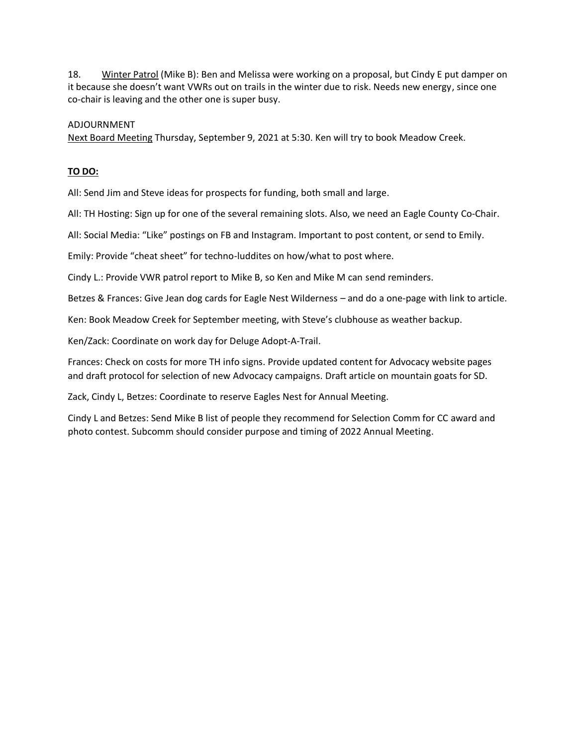18. Winter Patrol (Mike B): Ben and Melissa were working on a proposal, but Cindy E put damper on it because she doesn't want VWRs out on trails in the winter due to risk. Needs new energy, since one co-chair is leaving and the other one is super busy.

ADJOURNMENT

Next Board Meeting Thursday, September 9, 2021 at 5:30. Ken will try to book Meadow Creek.

**TO DO:**

All: Send Jim and Steve ideas for prospects for funding, both small and large.

All: TH Hosting: Sign up for one of the several remaining slots. Also, we need an Eagle County Co-Chair.

All: Social Media: "Like" postings on FB and Instagram. Important to post content, or send to Emily.

Emily: Provide "cheat sheet" for techno-luddites on how/what to post where.

Cindy L.: Provide VWR patrol report to Mike B, so Ken and Mike M can send reminders.

Betzes & Frances: Give Jean dog cards for Eagle Nest Wilderness – and do a one-page with link to article.

Ken: Book Meadow Creek for September meeting, with Steve's clubhouse as weather backup.

Ken/Zack: Coordinate on work day for Deluge Adopt-A-Trail.

Frances: Check on costs for more TH info signs. Provide updated content for Advocacy website pages and draft protocol for selection of new Advocacy campaigns. Draft article on mountain goats for SD.

Zack, Cindy L, Betzes: Coordinate to reserve Eagles Nest for Annual Meeting.

Cindy L and Betzes: Send Mike B list of people they recommend for Selection Comm for CC award and photo contest. Subcomm should consider purpose and timing of 2022 Annual Meeting.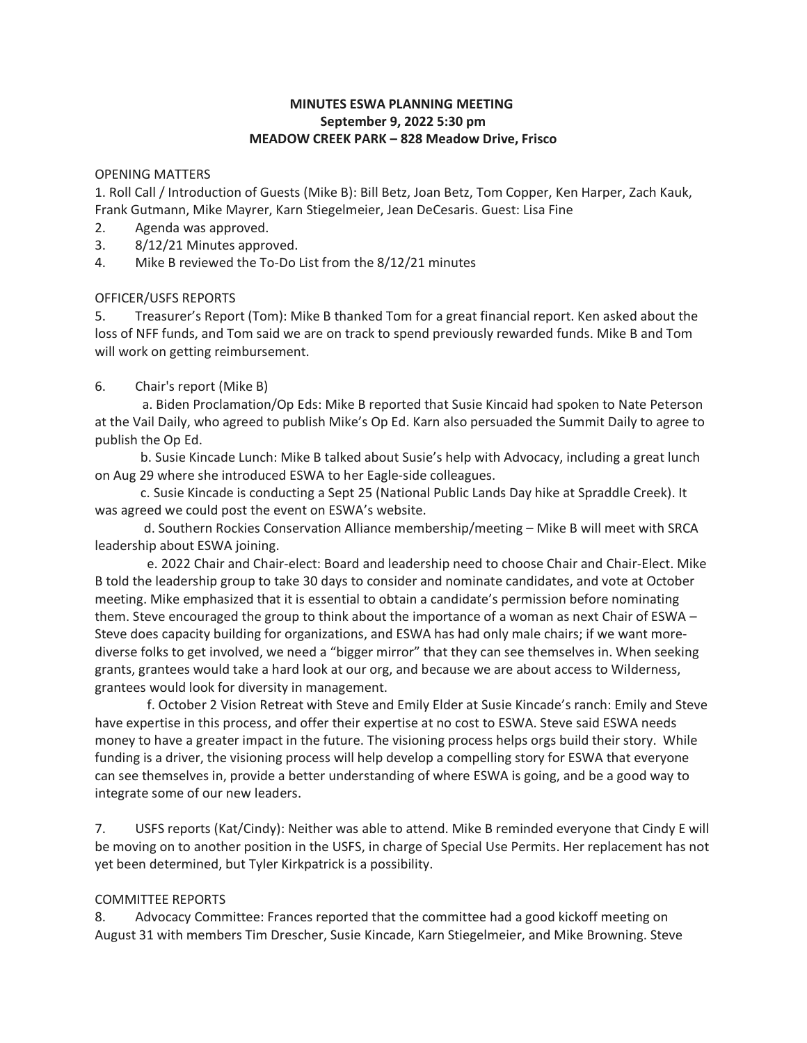**MINUTES ESWA PLANNING MEETING**
**September 9, 2022 5:30 pm**
**MEADOW CREEK PARK – 828 Meadow Drive, Frisco**

OPENING MATTERS

1. Roll Call / Introduction of Guests (Mike B): Bill Betz, Joan Betz, Tom Copper, Ken Harper, Zach Kauk, Frank Gutmann, Mike Mayrer, Karn Stiegelmeier, Jean DeCesaris. Guest: Lisa Fine
2. Agenda was approved.
3. 8/12/21 Minutes approved.
4. Mike B reviewed the To-Do List from the 8/12/21 minutes

OFFICER/USFS REPORTS

5. Treasurer's Report (Tom): Mike B thanked Tom for a great financial report. Ken asked about the loss of NFF funds, and Tom said we are on track to spend previously rewarded funds. Mike B and Tom will work on getting reimbursement.

6. Chair's report (Mike B)

   a. Biden Proclamation/Op Eds: Mike B reported that Susie Kincaid had spoken to Nate Peterson at the Vail Daily, who agreed to publish Mike's Op Ed. Karn also persuaded the Summit Daily to agree to publish the Op Ed.

   b. Susie Kincade Lunch: Mike B talked about Susie's help with Advocacy, including a great lunch on Aug 29 where she introduced ESWA to her Eagle-side colleagues.

   c. Susie Kincade is conducting a Sept 25 (National Public Lands Day hike at Spraddle Creek). It was agreed we could post the event on ESWA's website.

   d. Southern Rockies Conservation Alliance membership/meeting – Mike B will meet with SRCA leadership about ESWA joining.

   e. 2022 Chair and Chair-elect: Board and leadership need to choose Chair and Chair-Elect. Mike B told the leadership group to take 30 days to consider and nominate candidates, and vote at October meeting. Mike emphasized that it is essential to obtain a candidate's permission before nominating them. Steve encouraged the group to think about the importance of a woman as next Chair of ESWA – Steve does capacity building for organizations, and ESWA has had only male chairs; if we want more-diverse folks to get involved, we need a "bigger mirror" that they can see themselves in. When seeking grants, grantees would take a hard look at our org, and because we are about access to Wilderness, grantees would look for diversity in management.

   f. October 2 Vision Retreat with Steve and Emily Elder at Susie Kincade's ranch: Emily and Steve have expertise in this process, and offer their expertise at no cost to ESWA. Steve said ESWA needs money to have a greater impact in the future. The visioning process helps orgs build their story. While funding is a driver, the visioning process will help develop a compelling story for ESWA that everyone can see themselves in, provide a better understanding of where ESWA is going, and be a good way to integrate some of our new leaders.

7. USFS reports (Kat/Cindy): Neither was able to attend. Mike B reminded everyone that Cindy E will be moving on to another position in the USFS, in charge of Special Use Permits. Her replacement has not yet been determined, but Tyler Kirkpatrick is a possibility.

COMMITTEE REPORTS

8. Advocacy Committee: Frances reported that the committee had a good kickoff meeting on August 31 with members Tim Drescher, Susie Kincade, Karn Stiegelmeier, and Mike Browning. Steve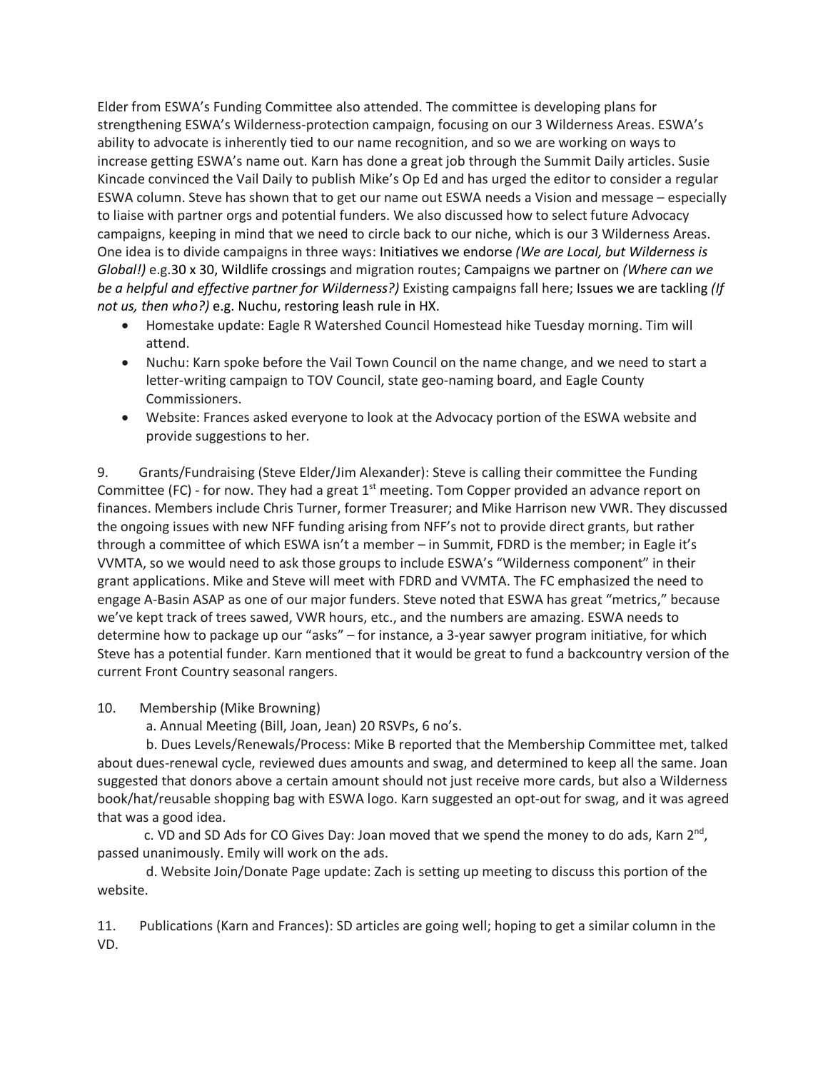Elder from ESWA's Funding Committee also attended. The committee is developing plans for strengthening ESWA's Wilderness-protection campaign, focusing on our 3 Wilderness Areas. ESWA's ability to advocate is inherently tied to our name recognition, and so we are working on ways to increase getting ESWA's name out. Karn has done a great job through the Summit Daily articles. Susie Kincade convinced the Vail Daily to publish Mike's Op Ed and has urged the editor to consider a regular ESWA column. Steve has shown that to get our name out ESWA needs a Vision and message – especially to liaise with partner orgs and potential funders. We also discussed how to select future Advocacy campaigns, keeping in mind that we need to circle back to our niche, which is our 3 Wilderness Areas. One idea is to divide campaigns in three ways: Initiatives we endorse *(We are Local, but Wilderness is Global!)* e.g.30 x 30, Wildlife crossings and migration routes; Campaigns we partner on *(Where can we be a helpful and effective partner for Wilderness?)* Existing campaigns fall here; Issues we are tackling *(If not us, then who?)* e.g. Nuchu, restoring leash rule in HX.

- Homestake update: Eagle R Watershed Council Homestead hike Tuesday morning. Tim will attend.
- Nuchu: Karn spoke before the Vail Town Council on the name change, and we need to start a letter-writing campaign to TOV Council, state geo-naming board, and Eagle County Commissioners.
- Website: Frances asked everyone to look at the Advocacy portion of the ESWA website and provide suggestions to her.

9. Grants/Fundraising (Steve Elder/Jim Alexander): Steve is calling their committee the Funding Committee (FC) - for now. They had a great 1st meeting. Tom Copper provided an advance report on finances. Members include Chris Turner, former Treasurer; and Mike Harrison new VWR. They discussed the ongoing issues with new NFF funding arising from NFF's not to provide direct grants, but rather through a committee of which ESWA isn't a member – in Summit, FDRD is the member; in Eagle it's VVMTA, so we would need to ask those groups to include ESWA's "Wilderness component" in their grant applications. Mike and Steve will meet with FDRD and VVMTA. The FC emphasized the need to engage A-Basin ASAP as one of our major funders. Steve noted that ESWA has great "metrics," because we've kept track of trees sawed, VWR hours, etc., and the numbers are amazing. ESWA needs to determine how to package up our "asks" – for instance, a 3-year sawyer program initiative, for which Steve has a potential funder. Karn mentioned that it would be great to fund a backcountry version of the current Front Country seasonal rangers.

10. Membership (Mike Browning)

a. Annual Meeting (Bill, Joan, Jean) 20 RSVPs, 6 no's.

b. Dues Levels/Renewals/Process: Mike B reported that the Membership Committee met, talked about dues-renewal cycle, reviewed dues amounts and swag, and determined to keep all the same. Joan suggested that donors above a certain amount should not just receive more cards, but also a Wilderness book/hat/reusable shopping bag with ESWA logo. Karn suggested an opt-out for swag, and it was agreed that was a good idea.

c. VD and SD Ads for CO Gives Day: Joan moved that we spend the money to do ads, Karn 2nd, passed unanimously. Emily will work on the ads.

d. Website Join/Donate Page update: Zach is setting up meeting to discuss this portion of the website.

11. Publications (Karn and Frances): SD articles are going well; hoping to get a similar column in the VD.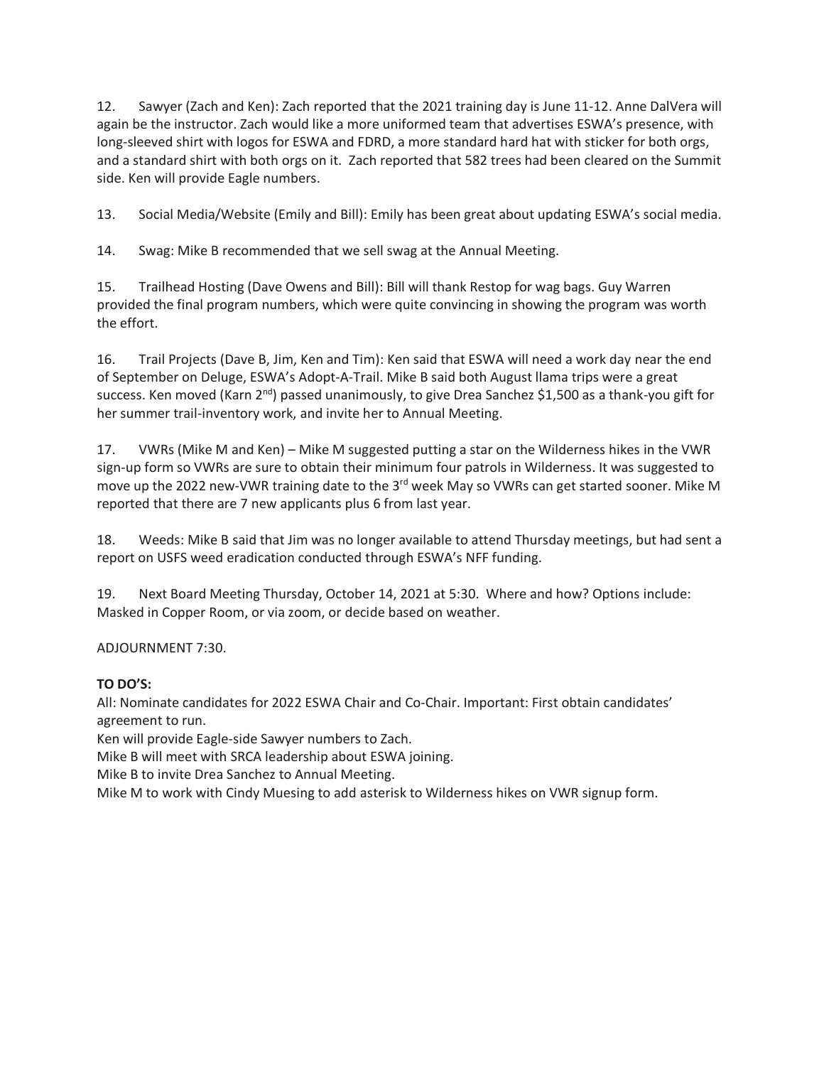12. Sawyer (Zach and Ken): Zach reported that the 2021 training day is June 11-12. Anne DalVera will again be the instructor. Zach would like a more uniformed team that advertises ESWA's presence, with long-sleeved shirt with logos for ESWA and FDRD, a more standard hard hat with sticker for both orgs, and a standard shirt with both orgs on it. Zach reported that 582 trees had been cleared on the Summit side. Ken will provide Eagle numbers.

13. Social Media/Website (Emily and Bill): Emily has been great about updating ESWA's social media.

14. Swag: Mike B recommended that we sell swag at the Annual Meeting.

15. Trailhead Hosting (Dave Owens and Bill): Bill will thank Restop for wag bags. Guy Warren provided the final program numbers, which were quite convincing in showing the program was worth the effort.

16. Trail Projects (Dave B, Jim, Ken and Tim): Ken said that ESWA will need a work day near the end of September on Deluge, ESWA's Adopt-A-Trail. Mike B said both August llama trips were a great success. Ken moved (Karn 2nd) passed unanimously, to give Drea Sanchez $1,500 as a thank-you gift for her summer trail-inventory work, and invite her to Annual Meeting.

17. VWRs (Mike M and Ken) – Mike M suggested putting a star on the Wilderness hikes in the VWR sign-up form so VWRs are sure to obtain their minimum four patrols in Wilderness. It was suggested to move up the 2022 new-VWR training date to the 3rd week May so VWRs can get started sooner. Mike M reported that there are 7 new applicants plus 6 from last year.

18. Weeds: Mike B said that Jim was no longer available to attend Thursday meetings, but had sent a report on USFS weed eradication conducted through ESWA's NFF funding.

19. Next Board Meeting Thursday, October 14, 2021 at 5:30. Where and how? Options include: Masked in Copper Room, or via zoom, or decide based on weather.

ADJOURNMENT 7:30.

**TO DO'S:**

All: Nominate candidates for 2022 ESWA Chair and Co-Chair. Important: First obtain candidates' agreement to run.
Ken will provide Eagle-side Sawyer numbers to Zach.
Mike B will meet with SRCA leadership about ESWA joining.
Mike B to invite Drea Sanchez to Annual Meeting.
Mike M to work with Cindy Muesing to add asterisk to Wilderness hikes on VWR signup form.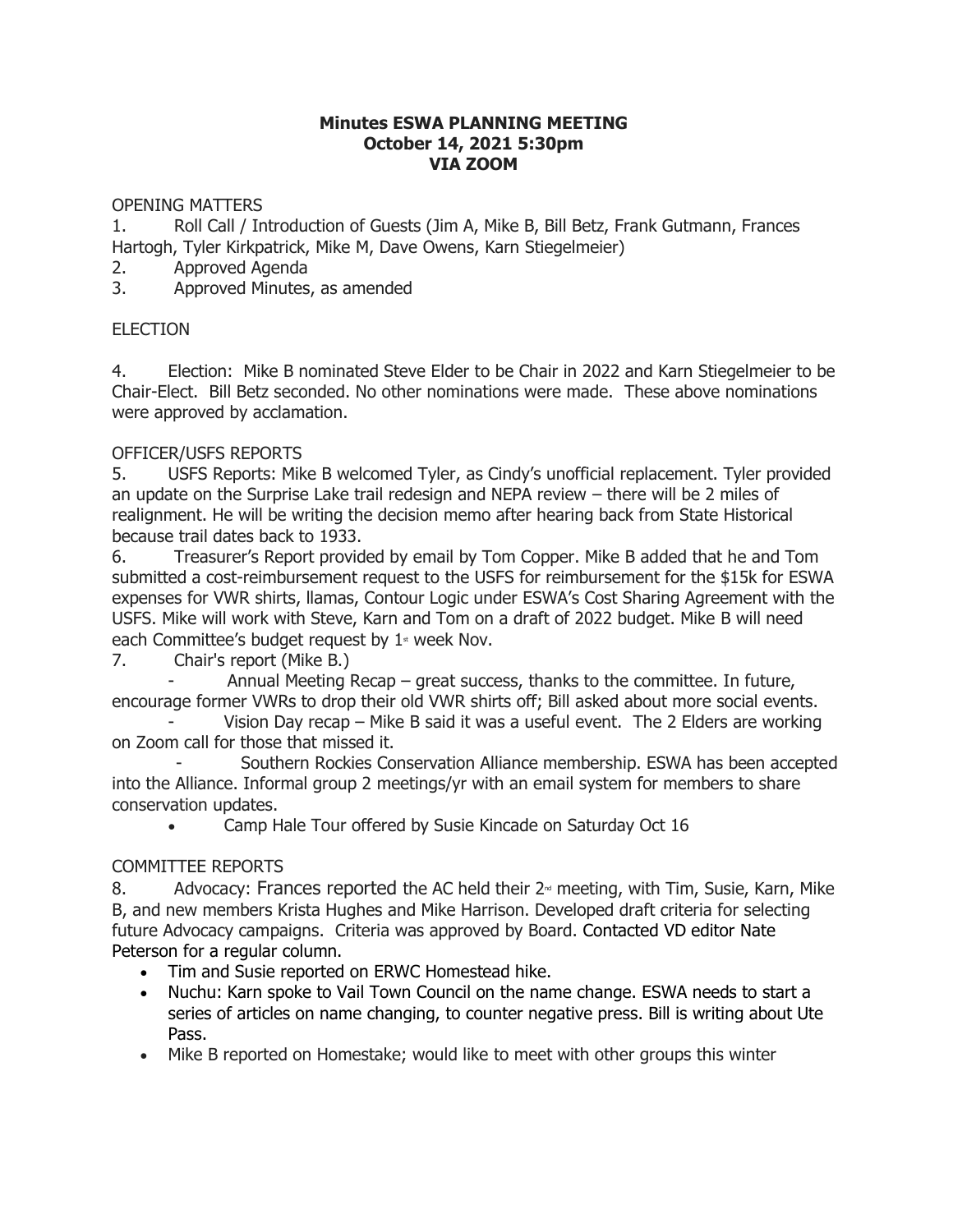**Minutes ESWA PLANNING MEETING**
**October 14, 2021 5:30pm**
**VIA ZOOM**

OPENING MATTERS

1. Roll Call / Introduction of Guests (Jim A, Mike B, Bill Betz, Frank Gutmann, Frances Hartogh, Tyler Kirkpatrick, Mike M, Dave Owens, Karn Stiegelmeier)
2. Approved Agenda
3. Approved Minutes, as amended

ELECTION

4. Election: Mike B nominated Steve Elder to be Chair in 2022 and Karn Stiegelmeier to be Chair-Elect. Bill Betz seconded. No other nominations were made. These above nominations were approved by acclamation.

OFFICER/USFS REPORTS

5. USFS Reports: Mike B welcomed Tyler, as Cindy's unofficial replacement. Tyler provided an update on the Surprise Lake trail redesign and NEPA review – there will be 2 miles of realignment. He will be writing the decision memo after hearing back from State Historical because trail dates back to 1933.
6. Treasurer's Report provided by email by Tom Copper. Mike B added that he and Tom submitted a cost-reimbursement request to the USFS for reimbursement for the $15k for ESWA expenses for VWR shirts, llamas, Contour Logic under ESWA's Cost Sharing Agreement with the USFS. Mike will work with Steve, Karn and Tom on a draft of 2022 budget. Mike B will need each Committee's budget request by 1st week Nov.
7. Chair's report (Mike B.)
   - Annual Meeting Recap – great success, thanks to the committee. In future, encourage former VWRs to drop their old VWR shirts off; Bill asked about more social events.
   - Vision Day recap – Mike B said it was a useful event. The 2 Elders are working on Zoom call for those that missed it.
   - Southern Rockies Conservation Alliance membership. ESWA has been accepted into the Alliance. Informal group 2 meetings/yr with an email system for members to share conservation updates.
   - Camp Hale Tour offered by Susie Kincade on Saturday Oct 16

COMMITTEE REPORTS

8. Advocacy: Frances reported the AC held their 2nd meeting, with Tim, Susie, Karn, Mike B, and new members Krista Hughes and Mike Harrison. Developed draft criteria for selecting future Advocacy campaigns. Criteria was approved by Board. Contacted VD editor Nate Peterson for a regular column.
   - Tim and Susie reported on ERWC Homestead hike.
   - Nuchu: Karn spoke to Vail Town Council on the name change. ESWA needs to start a series of articles on name changing, to counter negative press. Bill is writing about Ute Pass.
   - Mike B reported on Homestake; would like to meet with other groups this winter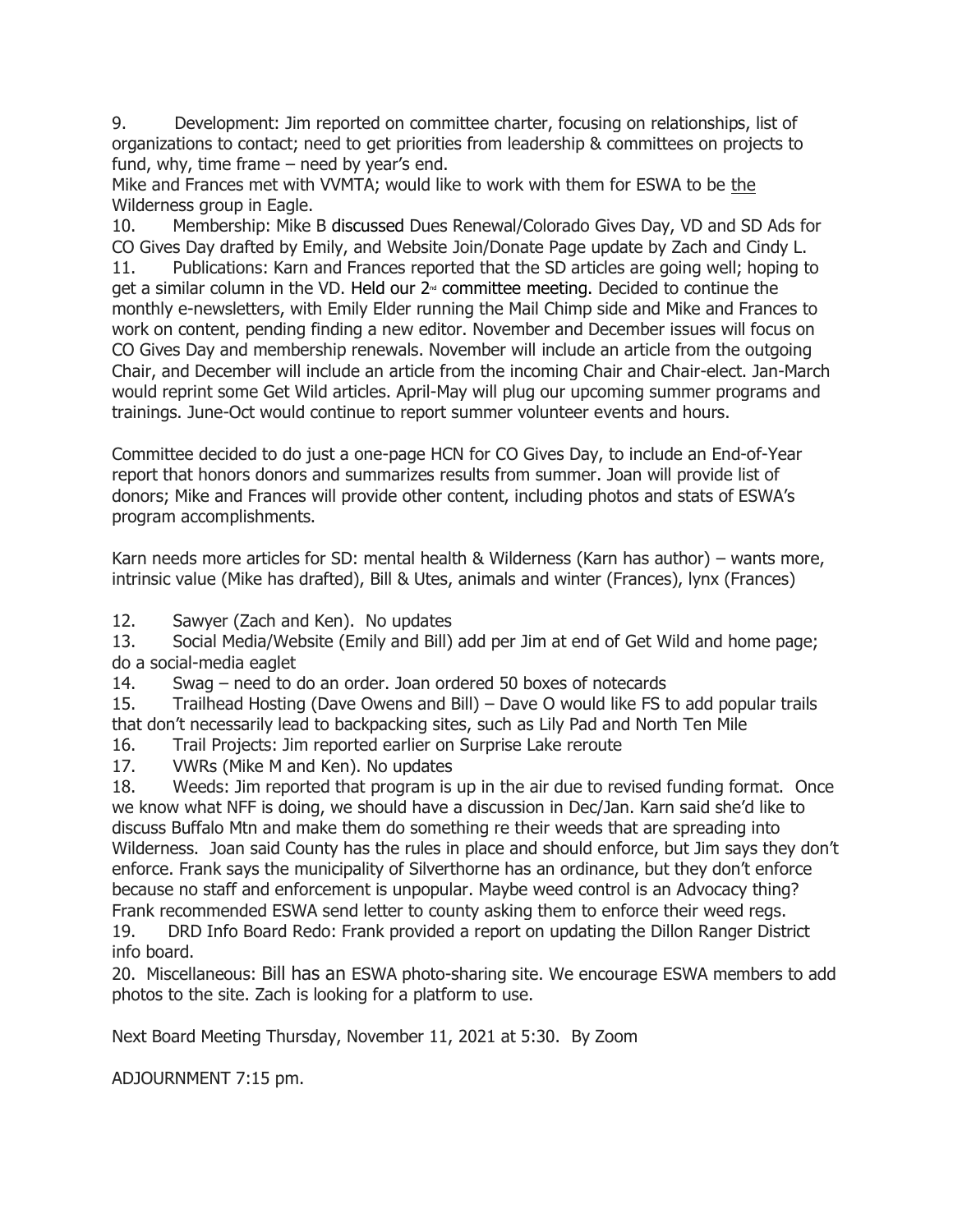9. Development: Jim reported on committee charter, focusing on relationships, list of organizations to contact; need to get priorities from leadership & committees on projects to fund, why, time frame – need by year's end.
Mike and Frances met with VVMTA; would like to work with them for ESWA to be the Wilderness group in Eagle.

10. Membership: Mike B discussed Dues Renewal/Colorado Gives Day, VD and SD Ads for CO Gives Day drafted by Emily, and Website Join/Donate Page update by Zach and Cindy L.

11. Publications: Karn and Frances reported that the SD articles are going well; hoping to get a similar column in the VD. Held our 2nd committee meeting. Decided to continue the monthly e-newsletters, with Emily Elder running the Mail Chimp side and Mike and Frances to work on content, pending finding a new editor. November and December issues will focus on CO Gives Day and membership renewals. November will include an article from the outgoing Chair, and December will include an article from the incoming Chair and Chair-elect. Jan-March would reprint some Get Wild articles. April-May will plug our upcoming summer programs and trainings. June-Oct would continue to report summer volunteer events and hours.

Committee decided to do just a one-page HCN for CO Gives Day, to include an End-of-Year report that honors donors and summarizes results from summer. Joan will provide list of donors; Mike and Frances will provide other content, including photos and stats of ESWA's program accomplishments.

Karn needs more articles for SD: mental health & Wilderness (Karn has author) – wants more, intrinsic value (Mike has drafted), Bill & Utes, animals and winter (Frances), lynx (Frances)

12. Sawyer (Zach and Ken). No updates

13. Social Media/Website (Emily and Bill) add per Jim at end of Get Wild and home page; do a social-media eaglet

14. Swag – need to do an order. Joan ordered 50 boxes of notecards

15. Trailhead Hosting (Dave Owens and Bill) – Dave O would like FS to add popular trails that don't necessarily lead to backpacking sites, such as Lily Pad and North Ten Mile

16. Trail Projects: Jim reported earlier on Surprise Lake reroute

17. VWRs (Mike M and Ken). No updates

18. Weeds: Jim reported that program is up in the air due to revised funding format. Once we know what NFF is doing, we should have a discussion in Dec/Jan. Karn said she'd like to discuss Buffalo Mtn and make them do something re their weeds that are spreading into Wilderness. Joan said County has the rules in place and should enforce, but Jim says they don't enforce. Frank says the municipality of Silverthorne has an ordinance, but they don't enforce because no staff and enforcement is unpopular. Maybe weed control is an Advocacy thing? Frank recommended ESWA send letter to county asking them to enforce their weed regs.

19. DRD Info Board Redo: Frank provided a report on updating the Dillon Ranger District info board.

20. Miscellaneous: Bill has an ESWA photo-sharing site. We encourage ESWA members to add photos to the site. Zach is looking for a platform to use.

Next Board Meeting Thursday, November 11, 2021 at 5:30. By Zoom

ADJOURNMENT 7:15 pm.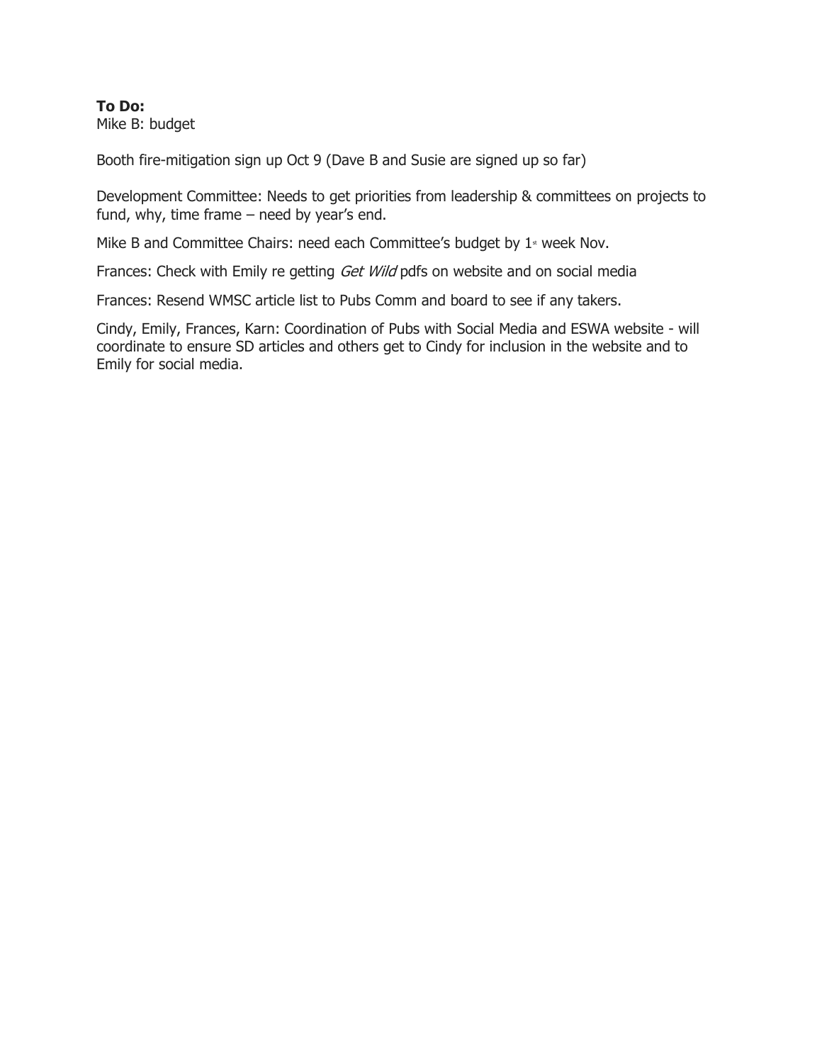**To Do:**
Mike B: budget

Booth fire-mitigation sign up Oct 9 (Dave B and Susie are signed up so far)

Development Committee: Needs to get priorities from leadership & committees on projects to fund, why, time frame – need by year's end.

Mike B and Committee Chairs: need each Committee's budget by 1st week Nov.

Frances: Check with Emily re getting *Get Wild* pdfs on website and on social media

Frances: Resend WMSC article list to Pubs Comm and board to see if any takers.

Cindy, Emily, Frances, Karn: Coordination of Pubs with Social Media and ESWA website - will coordinate to ensure SD articles and others get to Cindy for inclusion in the website and to Emily for social media.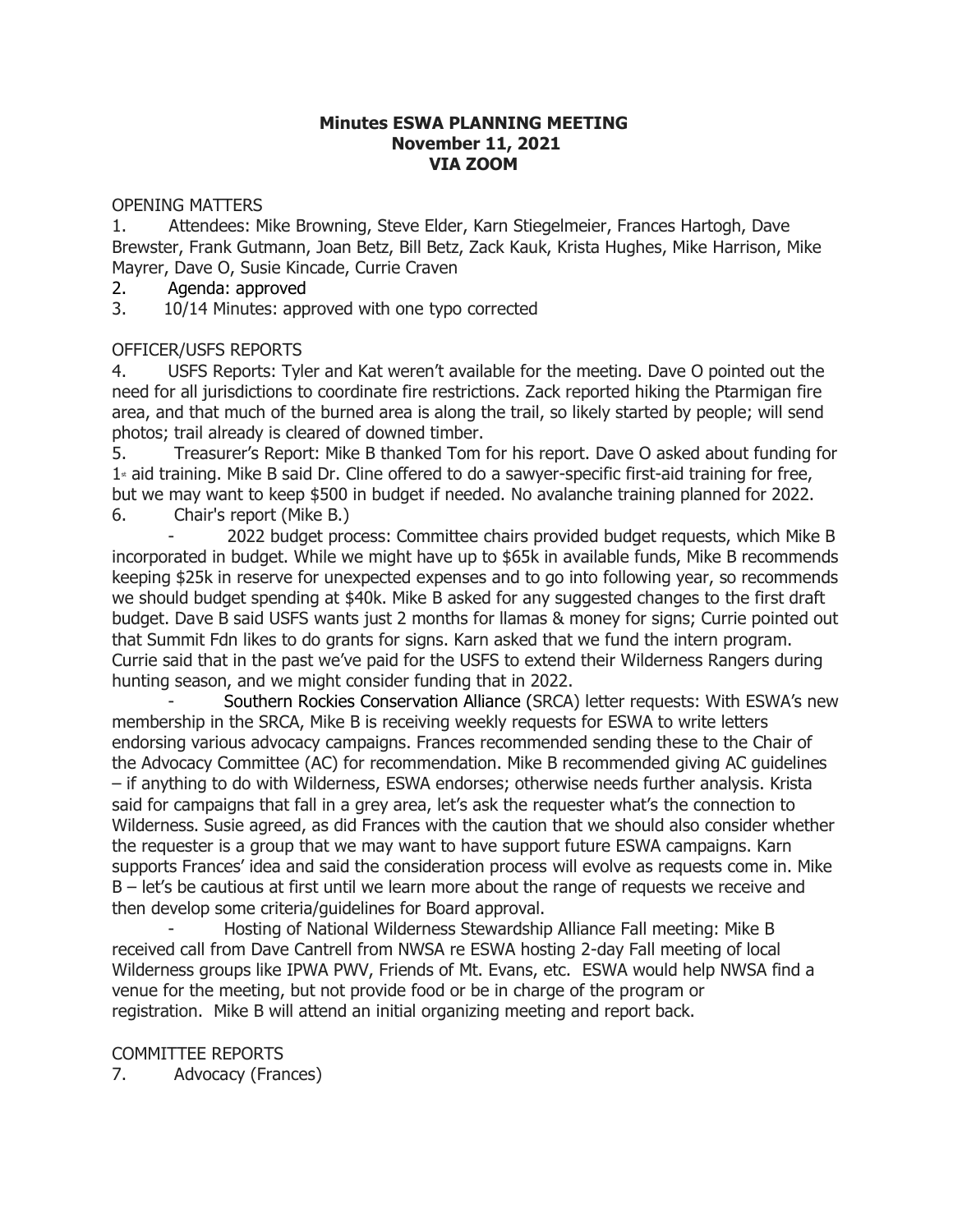**Minutes ESWA PLANNING MEETING**
**November 11, 2021**
**VIA ZOOM**

OPENING MATTERS

1. Attendees: Mike Browning, Steve Elder, Karn Stiegelmeier, Frances Hartogh, Dave Brewster, Frank Gutmann, Joan Betz, Bill Betz, Zack Kauk, Krista Hughes, Mike Harrison, Mike Mayrer, Dave O, Susie Kincade, Currie Craven
2. Agenda: approved
3. 10/14 Minutes: approved with one typo corrected

OFFICER/USFS REPORTS

4. USFS Reports: Tyler and Kat weren't available for the meeting. Dave O pointed out the need for all jurisdictions to coordinate fire restrictions. Zack reported hiking the Ptarmigan fire area, and that much of the burned area is along the trail, so likely started by people; will send photos; trail already is cleared of downed timber.
5. Treasurer's Report: Mike B thanked Tom for his report. Dave O asked about funding for 1st aid training. Mike B said Dr. Cline offered to do a sawyer-specific first-aid training for free, but we may want to keep $500 in budget if needed. No avalanche training planned for 2022.
6. Chair's report (Mike B.)
   - 2022 budget process: Committee chairs provided budget requests, which Mike B incorporated in budget. While we might have up to $65k in available funds, Mike B recommends keeping $25k in reserve for unexpected expenses and to go into following year, so recommends we should budget spending at $40k. Mike B asked for any suggested changes to the first draft budget. Dave B said USFS wants just 2 months for llamas & money for signs; Currie pointed out that Summit Fdn likes to do grants for signs. Karn asked that we fund the intern program. Currie said that in the past we've paid for the USFS to extend their Wilderness Rangers during hunting season, and we might consider funding that in 2022.
   - Southern Rockies Conservation Alliance (SRCA) letter requests: With ESWA's new membership in the SRCA, Mike B is receiving weekly requests for ESWA to write letters endorsing various advocacy campaigns. Frances recommended sending these to the Chair of the Advocacy Committee (AC) for recommendation. Mike B recommended giving AC guidelines – if anything to do with Wilderness, ESWA endorses; otherwise needs further analysis. Krista said for campaigns that fall in a grey area, let's ask the requester what's the connection to Wilderness. Susie agreed, as did Frances with the caution that we should also consider whether the requester is a group that we may want to have support future ESWA campaigns. Karn supports Frances' idea and said the consideration process will evolve as requests come in. Mike B – let's be cautious at first until we learn more about the range of requests we receive and then develop some criteria/guidelines for Board approval.
   - Hosting of National Wilderness Stewardship Alliance Fall meeting: Mike B received call from Dave Cantrell from NWSA re ESWA hosting 2-day Fall meeting of local Wilderness groups like IPWA PWV, Friends of Mt. Evans, etc. ESWA would help NWSA find a venue for the meeting, but not provide food or be in charge of the program or registration. Mike B will attend an initial organizing meeting and report back.

COMMITTEE REPORTS

7. Advocacy (Frances)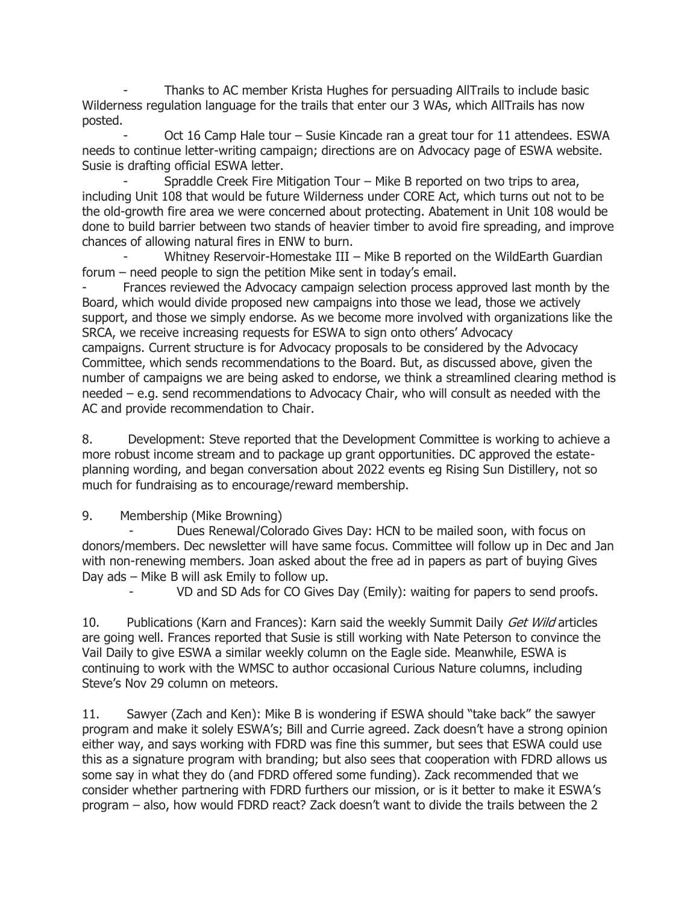- Thanks to AC member Krista Hughes for persuading AllTrails to include basic Wilderness regulation language for the trails that enter our 3 WAs, which AllTrails has now posted.
- Oct 16 Camp Hale tour – Susie Kincade ran a great tour for 11 attendees. ESWA needs to continue letter-writing campaign; directions are on Advocacy page of ESWA website. Susie is drafting official ESWA letter.
- Spraddle Creek Fire Mitigation Tour – Mike B reported on two trips to area, including Unit 108 that would be future Wilderness under CORE Act, which turns out not to be the old-growth fire area we were concerned about protecting. Abatement in Unit 108 would be done to build barrier between two stands of heavier timber to avoid fire spreading, and improve chances of allowing natural fires in ENW to burn.
- Whitney Reservoir-Homestake III – Mike B reported on the WildEarth Guardian forum – need people to sign the petition Mike sent in today's email.

- Frances reviewed the Advocacy campaign selection process approved last month by the Board, which would divide proposed new campaigns into those we lead, those we actively support, and those we simply endorse. As we become more involved with organizations like the SRCA, we receive increasing requests for ESWA to sign onto others' Advocacy campaigns. Current structure is for Advocacy proposals to be considered by the Advocacy Committee, which sends recommendations to the Board. But, as discussed above, given the number of campaigns we are being asked to endorse, we think a streamlined clearing method is needed – e.g. send recommendations to Advocacy Chair, who will consult as needed with the AC and provide recommendation to Chair.

8. Development: Steve reported that the Development Committee is working to achieve a more robust income stream and to package up grant opportunities. DC approved the estate-planning wording, and began conversation about 2022 events eg Rising Sun Distillery, not so much for fundraising as to encourage/reward membership.

9. Membership (Mike Browning)
   - Dues Renewal/Colorado Gives Day: HCN to be mailed soon, with focus on donors/members. Dec newsletter will have same focus. Committee will follow up in Dec and Jan with non-renewing members. Joan asked about the free ad in papers as part of buying Gives Day ads – Mike B will ask Emily to follow up.
   - VD and SD Ads for CO Gives Day (Emily): waiting for papers to send proofs.

10. Publications (Karn and Frances): Karn said the weekly Summit Daily *Get Wild* articles are going well. Frances reported that Susie is still working with Nate Peterson to convince the Vail Daily to give ESWA a similar weekly column on the Eagle side. Meanwhile, ESWA is continuing to work with the WMSC to author occasional Curious Nature columns, including Steve's Nov 29 column on meteors.

11. Sawyer (Zach and Ken): Mike B is wondering if ESWA should "take back" the sawyer program and make it solely ESWA's; Bill and Currie agreed. Zack doesn't have a strong opinion either way, and says working with FDRD was fine this summer, but sees that ESWA could use this as a signature program with branding; but also sees that cooperation with FDRD allows us some say in what they do (and FDRD offered some funding). Zack recommended that we consider whether partnering with FDRD furthers our mission, or is it better to make it ESWA's program – also, how would FDRD react? Zack doesn't want to divide the trails between the 2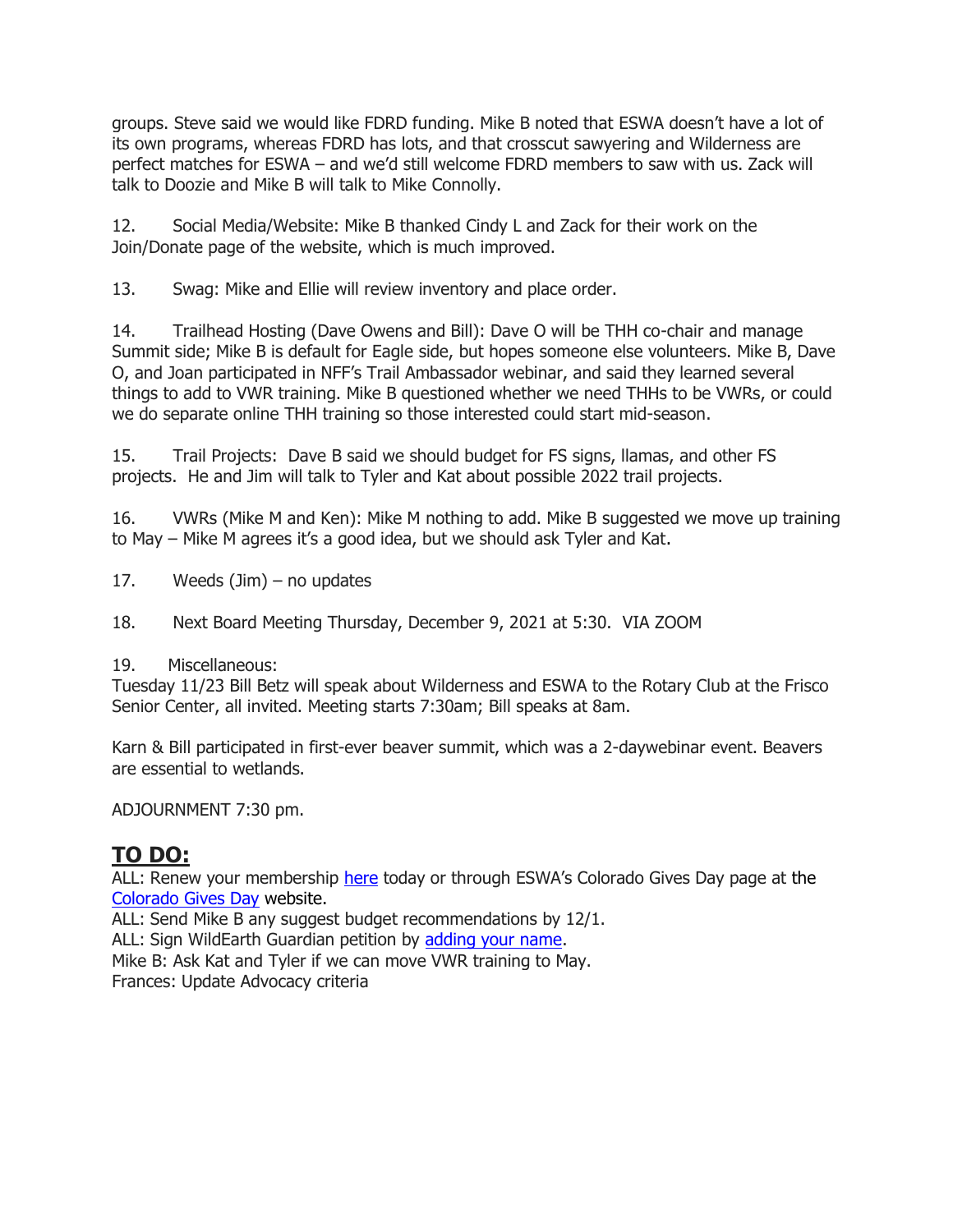groups. Steve said we would like FDRD funding. Mike B noted that ESWA doesn't have a lot of its own programs, whereas FDRD has lots, and that crosscut sawyering and Wilderness are perfect matches for ESWA – and we'd still welcome FDRD members to saw with us. Zack will talk to Doozie and Mike B will talk to Mike Connolly.

12. Social Media/Website: Mike B thanked Cindy L and Zack for their work on the Join/Donate page of the website, which is much improved.

13. Swag: Mike and Ellie will review inventory and place order.

14. Trailhead Hosting (Dave Owens and Bill): Dave O will be THH co-chair and manage Summit side; Mike B is default for Eagle side, but hopes someone else volunteers. Mike B, Dave O, and Joan participated in NFF's Trail Ambassador webinar, and said they learned several things to add to VWR training. Mike B questioned whether we need THHs to be VWRs, or could we do separate online THH training so those interested could start mid-season.

15. Trail Projects: Dave B said we should budget for FS signs, llamas, and other FS projects. He and Jim will talk to Tyler and Kat about possible 2022 trail projects.

16. VWRs (Mike M and Ken): Mike M nothing to add. Mike B suggested we move up training to May – Mike M agrees it's a good idea, but we should ask Tyler and Kat.

17. Weeds (Jim) – no updates

18. Next Board Meeting Thursday, December 9, 2021 at 5:30. VIA ZOOM

19. Miscellaneous:
Tuesday 11/23 Bill Betz will speak about Wilderness and ESWA to the Rotary Club at the Frisco Senior Center, all invited. Meeting starts 7:30am; Bill speaks at 8am.

Karn & Bill participated in first-ever beaver summit, which was a 2-daywebinar event. Beavers are essential to wetlands.

ADJOURNMENT 7:30 pm.

## **TO DO:**

ALL: Renew your membership here today or through ESWA's Colorado Gives Day page at the Colorado Gives Day website.
ALL: Send Mike B any suggest budget recommendations by 12/1.
ALL: Sign WildEarth Guardian petition by adding your name.
Mike B: Ask Kat and Tyler if we can move VWR training to May.
Frances: Update Advocacy criteria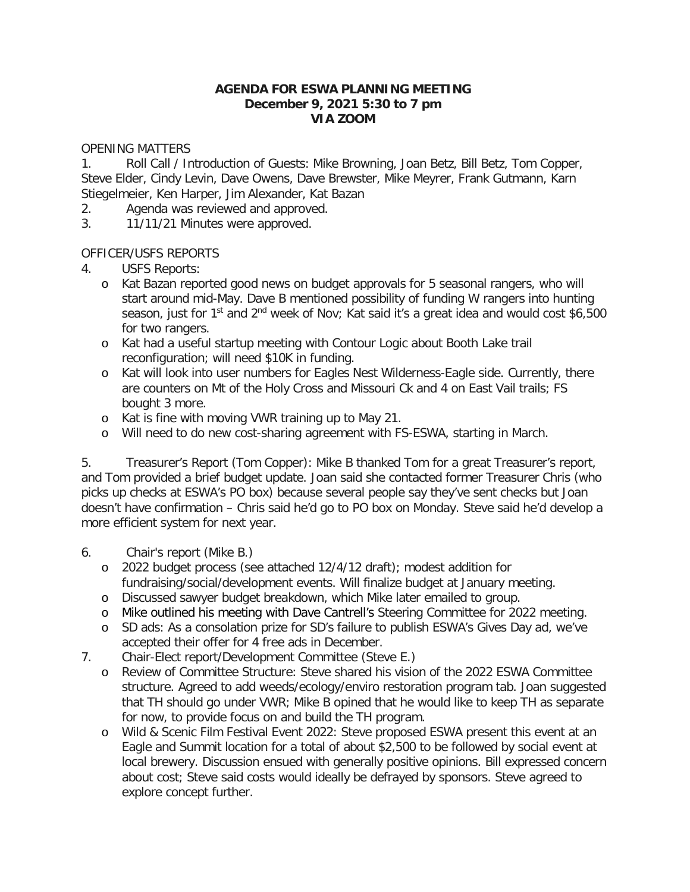**AGENDA FOR ESWA PLANNING MEETING**
**December 9, 2021 5:30 to 7 pm**
**VIA ZOOM**

OPENING MATTERS

1. Roll Call / Introduction of Guests: Mike Browning, Joan Betz, Bill Betz, Tom Copper, Steve Elder, Cindy Levin, Dave Owens, Dave Brewster, Mike Meyrer, Frank Gutmann, Karn Stiegelmeier, Ken Harper, Jim Alexander, Kat Bazan
2. Agenda was reviewed and approved.
3. 11/11/21 Minutes were approved.

OFFICER/USFS REPORTS

4. USFS Reports:
   - Kat Bazan reported good news on budget approvals for 5 seasonal rangers, who will start around mid-May. Dave B mentioned possibility of funding W rangers into hunting season, just for 1st and 2nd week of Nov; Kat said it's a great idea and would cost $6,500 for two rangers.
   - Kat had a useful startup meeting with Contour Logic about Booth Lake trail reconfiguration; will need $10K in funding.
   - Kat will look into user numbers for Eagles Nest Wilderness-Eagle side. Currently, there are counters on Mt of the Holy Cross and Missouri Ck and 4 on East Vail trails; FS bought 3 more.
   - Kat is fine with moving VWR training up to May 21.
   - Will need to do new cost-sharing agreement with FS-ESWA, starting in March.

5. Treasurer's Report (Tom Copper): Mike B thanked Tom for a great Treasurer's report, and Tom provided a brief budget update. Joan said she contacted former Treasurer Chris (who picks up checks at ESWA's PO box) because several people say they've sent checks but Joan doesn't have confirmation – Chris said he'd go to PO box on Monday. Steve said he'd develop a more efficient system for next year.

6. Chair's report (Mike B.)
   - 2022 budget process (see attached 12/4/12 draft); modest addition for fundraising/social/development events. Will finalize budget at January meeting.
   - Discussed sawyer budget breakdown, which Mike later emailed to group.
   - Mike outlined his meeting with Dave Cantrell's Steering Committee for 2022 meeting.
   - SD ads: As a consolation prize for SD's failure to publish ESWA's Gives Day ad, we've accepted their offer for 4 free ads in December.

7. Chair-Elect report/Development Committee (Steve E.)
   - Review of Committee Structure: Steve shared his vision of the 2022 ESWA Committee structure. Agreed to add weeds/ecology/enviro restoration program tab. Joan suggested that TH should go under VWR; Mike B opined that he would like to keep TH as separate for now, to provide focus on and build the TH program.
   - Wild & Scenic Film Festival Event 2022: Steve proposed ESWA present this event at an Eagle and Summit location for a total of about $2,500 to be followed by social event at local brewery. Discussion ensued with generally positive opinions. Bill expressed concern about cost; Steve said costs would ideally be defrayed by sponsors. Steve agreed to explore concept further.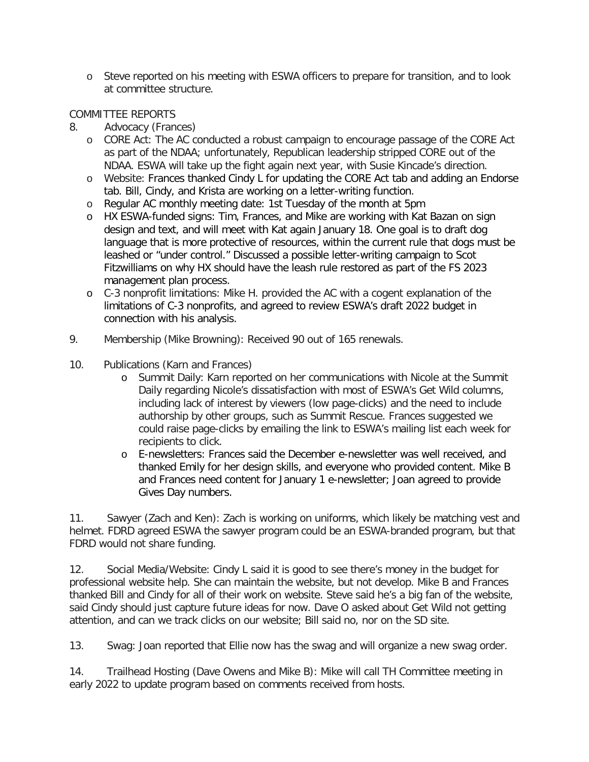- Steve reported on his meeting with ESWA officers to prepare for transition, and to look at committee structure.

COMMITTEE REPORTS

8. Advocacy (Frances)
   - CORE Act: The AC conducted a robust campaign to encourage passage of the CORE Act as part of the NDAA; unfortunately, Republican leadership stripped CORE out of the NDAA. ESWA will take up the fight again next year, with Susie Kincade's direction.
   - Website: Frances thanked Cindy L for updating the CORE Act tab and adding an Endorse tab. Bill, Cindy, and Krista are working on a letter-writing function.
   - Regular AC monthly meeting date: 1st Tuesday of the month at 5pm
   - HX ESWA-funded signs: Tim, Frances, and Mike are working with Kat Bazan on sign design and text, and will meet with Kat again January 18. One goal is to draft dog language that is more protective of resources, within the current rule that dogs must be leashed or "under control." Discussed a possible letter-writing campaign to Scot Fitzwilliams on why HX should have the leash rule restored as part of the FS 2023 management plan process.
   - C-3 nonprofit limitations: Mike H. provided the AC with a cogent explanation of the limitations of C-3 nonprofits, and agreed to review ESWA's draft 2022 budget in connection with his analysis.

9. Membership (Mike Browning): Received 90 out of 165 renewals.

10. Publications (Karn and Frances)
    - Summit Daily: Karn reported on her communications with Nicole at the Summit Daily regarding Nicole's dissatisfaction with most of ESWA's Get Wild columns, including lack of interest by viewers (low page-clicks) and the need to include authorship by other groups, such as Summit Rescue. Frances suggested we could raise page-clicks by emailing the link to ESWA's mailing list each week for recipients to click.
    - E-newsletters: Frances said the December e-newsletter was well received, and thanked Emily for her design skills, and everyone who provided content. Mike B and Frances need content for January 1 e-newsletter; Joan agreed to provide Gives Day numbers.

11. Sawyer (Zach and Ken): Zach is working on uniforms, which likely be matching vest and helmet. FDRD agreed ESWA the sawyer program could be an ESWA-branded program, but that FDRD would not share funding.

12. Social Media/Website: Cindy L said it is good to see there's money in the budget for professional website help. She can maintain the website, but not develop. Mike B and Frances thanked Bill and Cindy for all of their work on website. Steve said he's a big fan of the website, said Cindy should just capture future ideas for now. Dave O asked about Get Wild not getting attention, and can we track clicks on our website; Bill said no, nor on the SD site.

13. Swag: Joan reported that Ellie now has the swag and will organize a new swag order.

14. Trailhead Hosting (Dave Owens and Mike B): Mike will call TH Committee meeting in early 2022 to update program based on comments received from hosts.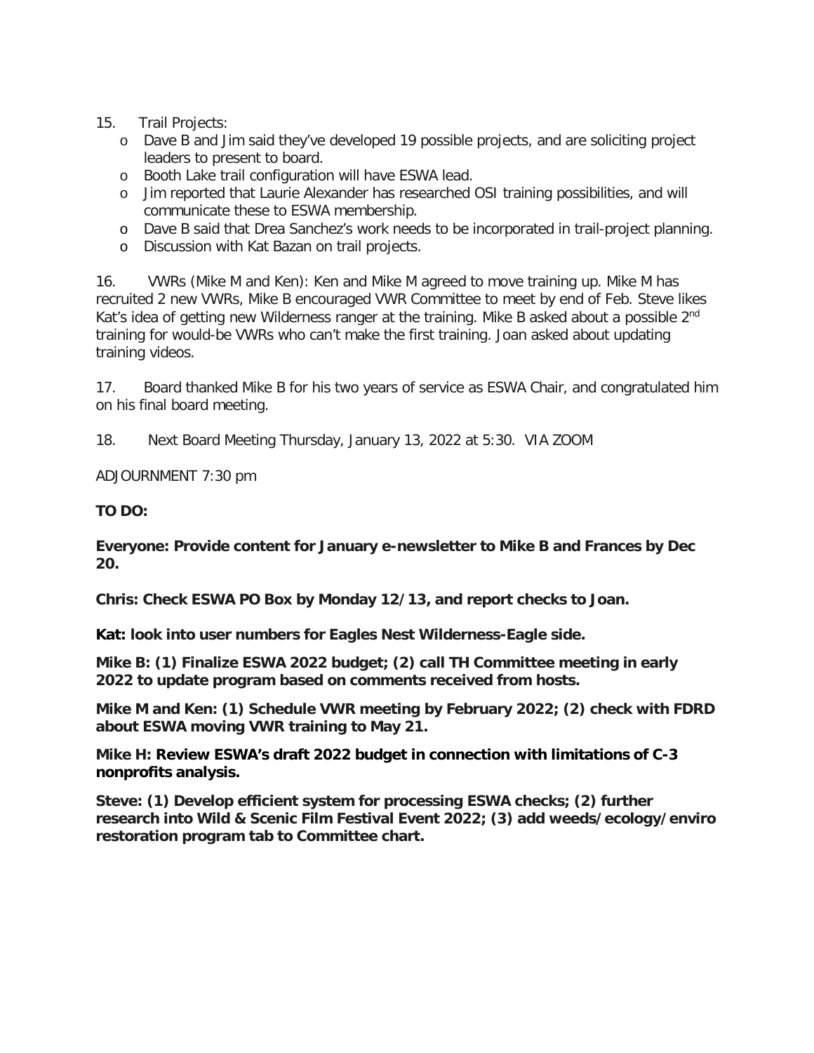15. Trail Projects:
   - Dave B and Jim said they've developed 19 possible projects, and are soliciting project leaders to present to board.
   - Booth Lake trail configuration will have ESWA lead.
   - Jim reported that Laurie Alexander has researched OSI training possibilities, and will communicate these to ESWA membership.
   - Dave B said that Drea Sanchez's work needs to be incorporated in trail-project planning.
   - Discussion with Kat Bazan on trail projects.

16. VWRs (Mike M and Ken): Ken and Mike M agreed to move training up. Mike M has recruited 2 new VWRs, Mike B encouraged VWR Committee to meet by end of Feb. Steve likes Kat's idea of getting new Wilderness ranger at the training. Mike B asked about a possible 2nd training for would-be VWRs who can't make the first training. Joan asked about updating training videos.

17. Board thanked Mike B for his two years of service as ESWA Chair, and congratulated him on his final board meeting.

18. Next Board Meeting Thursday, January 13, 2022 at 5:30. VIA ZOOM

ADJOURNMENT 7:30 pm

**TO DO:**

**Everyone: Provide content for January e-newsletter to Mike B and Frances by Dec 20.**

**Chris: Check ESWA PO Box by Monday 12/13, and report checks to Joan.**

**Kat: look into user numbers for Eagles Nest Wilderness-Eagle side.**

**Mike B: (1) Finalize ESWA 2022 budget; (2) call TH Committee meeting in early 2022 to update program based on comments received from hosts.**

**Mike M and Ken: (1) Schedule VWR meeting by February 2022; (2) check with FDRD about ESWA moving VWR training to May 21.**

**Mike H: Review ESWA's draft 2022 budget in connection with limitations of C-3 nonprofits analysis.**

**Steve: (1) Develop efficient system for processing ESWA checks; (2) further research into Wild & Scenic Film Festival Event 2022; (3) add weeds/ecology/enviro restoration program tab to Committee chart.**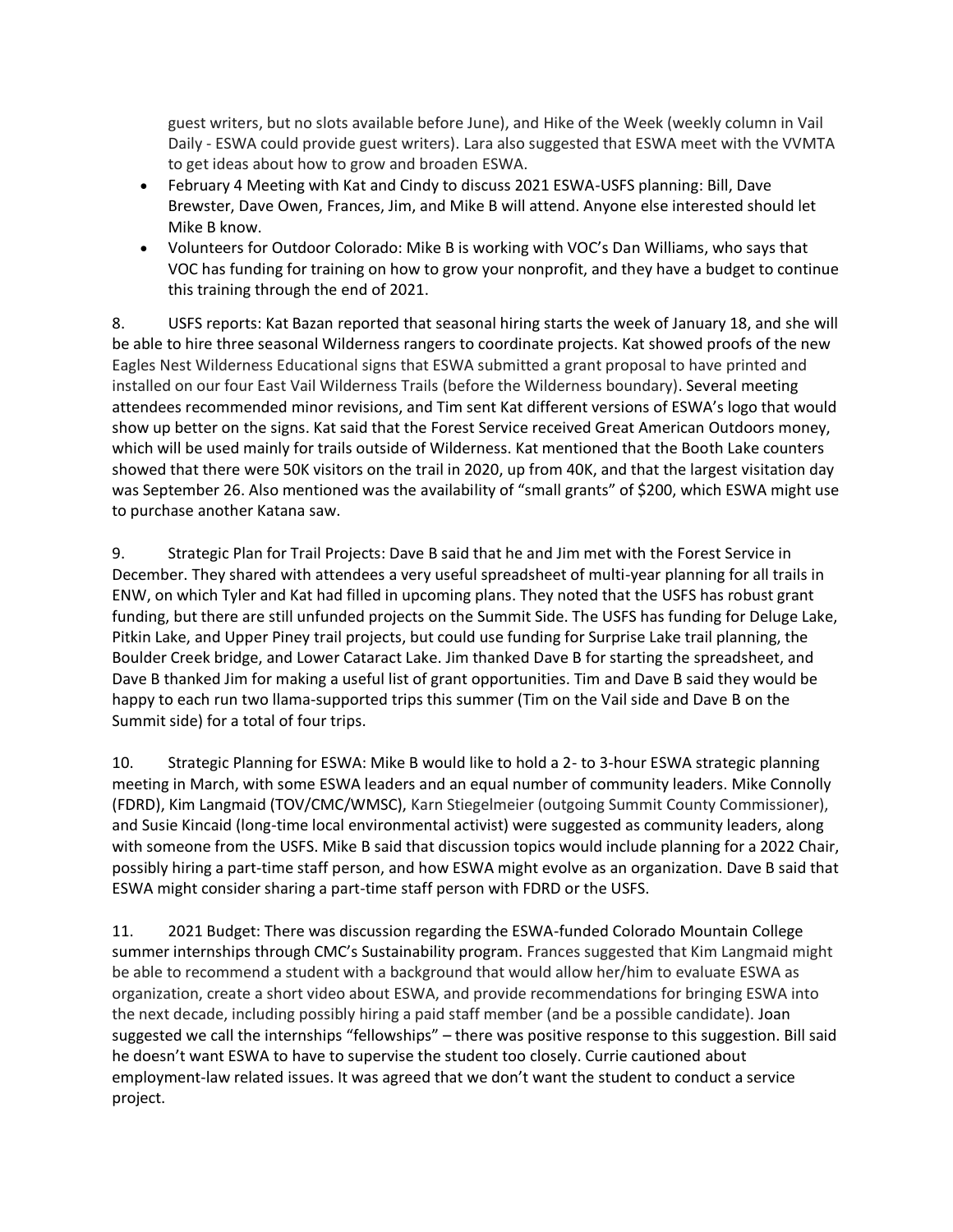guest writers, but no slots available before June), and Hike of the Week (weekly column in Vail Daily - ESWA could provide guest writers). Lara also suggested that ESWA meet with the VVMTA to get ideas about how to grow and broaden ESWA.

- February 4 Meeting with Kat and Cindy to discuss 2021 ESWA-USFS planning: Bill, Dave Brewster, Dave Owen, Frances, Jim, and Mike B will attend. Anyone else interested should let Mike B know.
- Volunteers for Outdoor Colorado: Mike B is working with VOC's Dan Williams, who says that VOC has funding for training on how to grow your nonprofit, and they have a budget to continue this training through the end of 2021.

8. USFS reports: Kat Bazan reported that seasonal hiring starts the week of January 18, and she will be able to hire three seasonal Wilderness rangers to coordinate projects. Kat showed proofs of the new Eagles Nest Wilderness Educational signs that ESWA submitted a grant proposal to have printed and installed on our four East Vail Wilderness Trails (before the Wilderness boundary). Several meeting attendees recommended minor revisions, and Tim sent Kat different versions of ESWA's logo that would show up better on the signs. Kat said that the Forest Service received Great American Outdoors money, which will be used mainly for trails outside of Wilderness. Kat mentioned that the Booth Lake counters showed that there were 50K visitors on the trail in 2020, up from 40K, and that the largest visitation day was September 26. Also mentioned was the availability of "small grants" of $200, which ESWA might use to purchase another Katana saw.

9. Strategic Plan for Trail Projects: Dave B said that he and Jim met with the Forest Service in December. They shared with attendees a very useful spreadsheet of multi-year planning for all trails in ENW, on which Tyler and Kat had filled in upcoming plans. They noted that the USFS has robust grant funding, but there are still unfunded projects on the Summit Side. The USFS has funding for Deluge Lake, Pitkin Lake, and Upper Piney trail projects, but could use funding for Surprise Lake trail planning, the Boulder Creek bridge, and Lower Cataract Lake. Jim thanked Dave B for starting the spreadsheet, and Dave B thanked Jim for making a useful list of grant opportunities. Tim and Dave B said they would be happy to each run two llama-supported trips this summer (Tim on the Vail side and Dave B on the Summit side) for a total of four trips.

10. Strategic Planning for ESWA: Mike B would like to hold a 2- to 3-hour ESWA strategic planning meeting in March, with some ESWA leaders and an equal number of community leaders. Mike Connolly (FDRD), Kim Langmaid (TOV/CMC/WMSC), Karn Stiegelmeier (outgoing Summit County Commissioner), and Susie Kincaid (long-time local environmental activist) were suggested as community leaders, along with someone from the USFS. Mike B said that discussion topics would include planning for a 2022 Chair, possibly hiring a part-time staff person, and how ESWA might evolve as an organization. Dave B said that ESWA might consider sharing a part-time staff person with FDRD or the USFS.

11. 2021 Budget: There was discussion regarding the ESWA-funded Colorado Mountain College summer internships through CMC's Sustainability program. Frances suggested that Kim Langmaid might be able to recommend a student with a background that would allow her/him to evaluate ESWA as organization, create a short video about ESWA, and provide recommendations for bringing ESWA into the next decade, including possibly hiring a paid staff member (and be a possible candidate). Joan suggested we call the internships "fellowships" – there was positive response to this suggestion. Bill said he doesn't want ESWA to have to supervise the student too closely. Currie cautioned about employment-law related issues. It was agreed that we don't want the student to conduct a service project.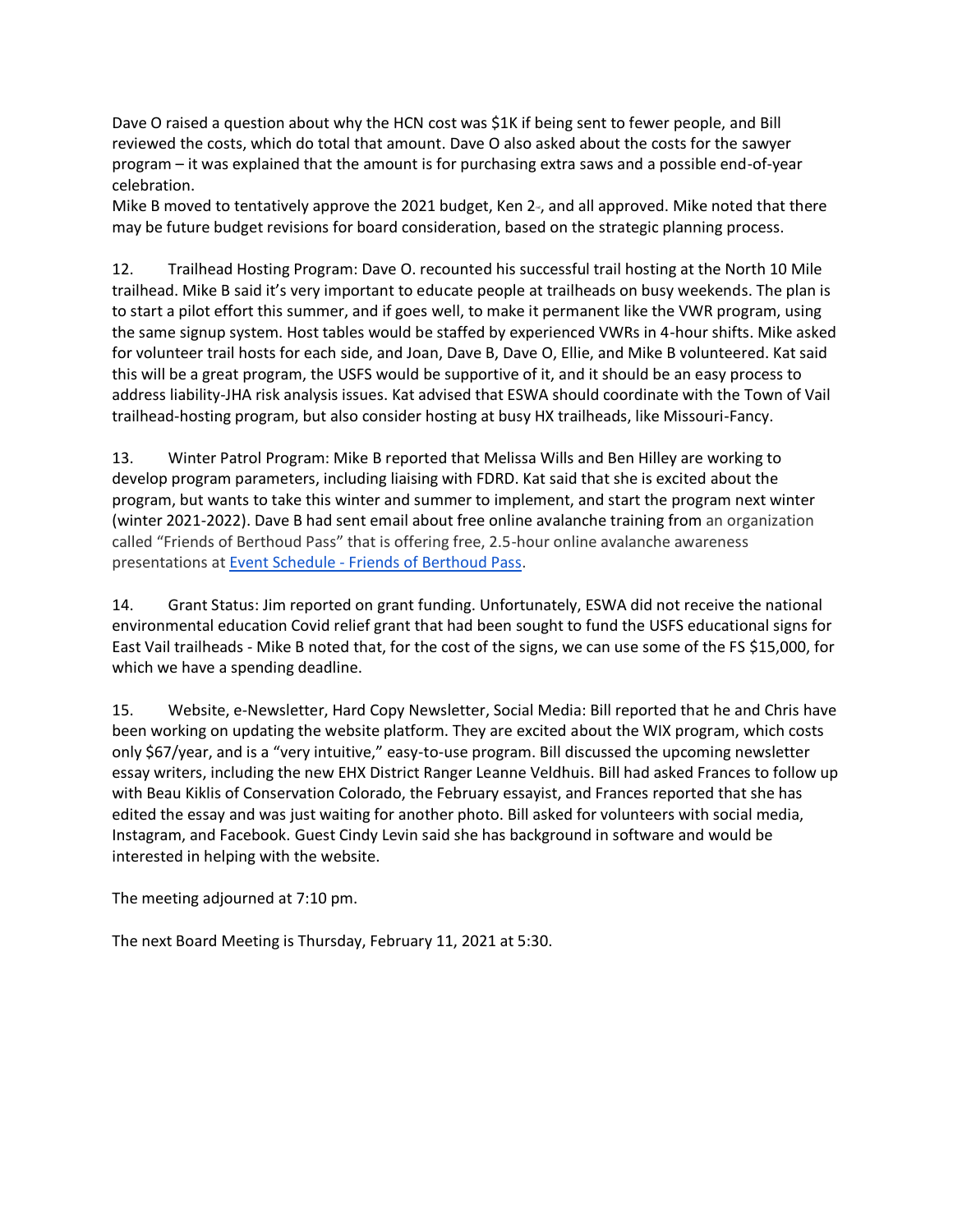Dave O raised a question about why the HCN cost was $1K if being sent to fewer people, and Bill reviewed the costs, which do total that amount. Dave O also asked about the costs for the sawyer program – it was explained that the amount is for purchasing extra saws and a possible end-of-year celebration.

Mike B moved to tentatively approve the 2021 budget, Ken 2nd, and all approved. Mike noted that there may be future budget revisions for board consideration, based on the strategic planning process.

12. Trailhead Hosting Program: Dave O. recounted his successful trail hosting at the North 10 Mile trailhead. Mike B said it's very important to educate people at trailheads on busy weekends. The plan is to start a pilot effort this summer, and if goes well, to make it permanent like the VWR program, using the same signup system. Host tables would be staffed by experienced VWRs in 4-hour shifts. Mike asked for volunteer trail hosts for each side, and Joan, Dave B, Dave O, Ellie, and Mike B volunteered. Kat said this will be a great program, the USFS would be supportive of it, and it should be an easy process to address liability-JHA risk analysis issues. Kat advised that ESWA should coordinate with the Town of Vail trailhead-hosting program, but also consider hosting at busy HX trailheads, like Missouri-Fancy.

13. Winter Patrol Program: Mike B reported that Melissa Wills and Ben Hilley are working to develop program parameters, including liaising with FDRD. Kat said that she is excited about the program, but wants to take this winter and summer to implement, and start the program next winter (winter 2021-2022). Dave B had sent email about free online avalanche training from an organization called "Friends of Berthoud Pass" that is offering free, 2.5-hour online avalanche awareness presentations at Event Schedule - Friends of Berthoud Pass.

14. Grant Status: Jim reported on grant funding. Unfortunately, ESWA did not receive the national environmental education Covid relief grant that had been sought to fund the USFS educational signs for East Vail trailheads - Mike B noted that, for the cost of the signs, we can use some of the FS $15,000, for which we have a spending deadline.

15. Website, e-Newsletter, Hard Copy Newsletter, Social Media: Bill reported that he and Chris have been working on updating the website platform. They are excited about the WIX program, which costs only $67/year, and is a "very intuitive," easy-to-use program. Bill discussed the upcoming newsletter essay writers, including the new EHX District Ranger Leanne Veldhuis. Bill had asked Frances to follow up with Beau Kiklis of Conservation Colorado, the February essayist, and Frances reported that she has edited the essay and was just waiting for another photo. Bill asked for volunteers with social media, Instagram, and Facebook. Guest Cindy Levin said she has background in software and would be interested in helping with the website.

The meeting adjourned at 7:10 pm.

The next Board Meeting is Thursday, February 11, 2021 at 5:30.